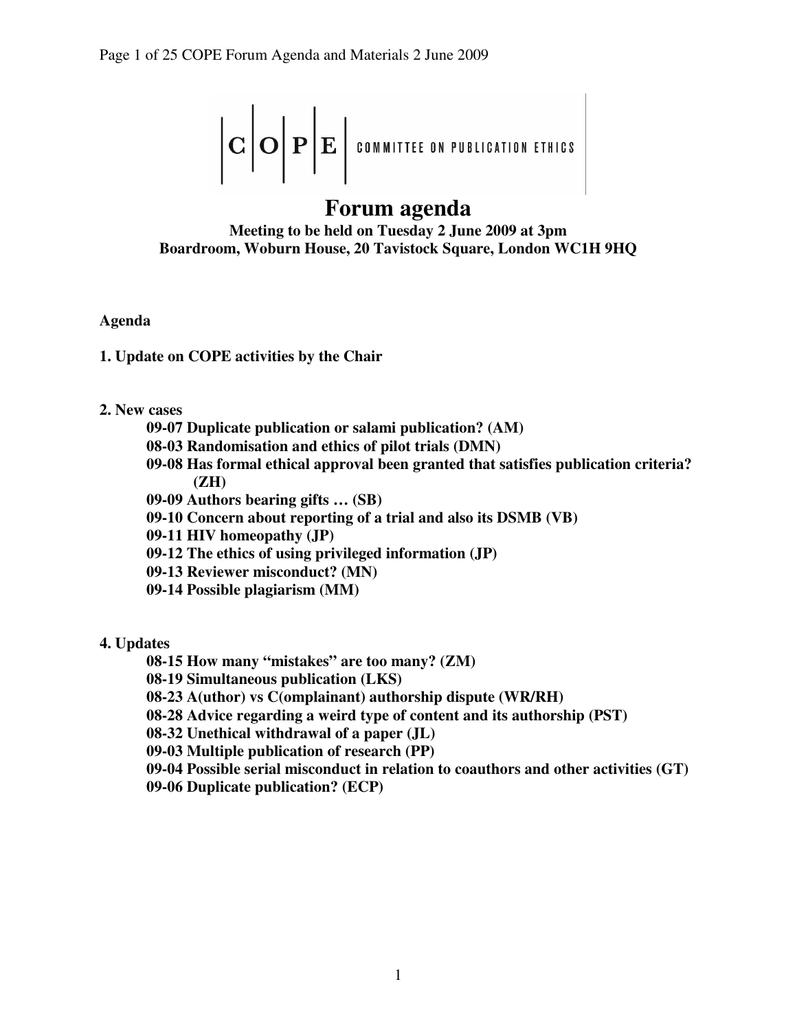COPE | COMMITTEE ON PUBLICATION ETHICS

# Forum agenda

**Meeting to be held on Tuesday 2 June 2009 at 3pm**
**Boardroom, Woburn House, 20 Tavistock Square, London WC1H 9HQ**

**Agenda**

**1. Update on COPE activities by the Chair**

**2. New cases**

- **09-07 Duplicate publication or salami publication? (AM)**
- **08-03 Randomisation and ethics of pilot trials (DMN)**
- **09-08 Has formal ethical approval been granted that satisfies publication criteria? (ZH)**
- **09-09 Authors bearing gifts … (SB)**
- **09-10 Concern about reporting of a trial and also its DSMB (VB)**
- **09-11 HIV homeopathy (JP)**
- **09-12 The ethics of using privileged information (JP)**
- **09-13 Reviewer misconduct? (MN)**
- **09-14 Possible plagiarism (MM)**

**4. Updates**

- **08-15 How many "mistakes" are too many? (ZM)**
- **08-19 Simultaneous publication (LKS)**
- **08-23 A(uthor) vs C(omplainant) authorship dispute (WR/RH)**
- **08-28 Advice regarding a weird type of content and its authorship (PST)**
- **08-32 Unethical withdrawal of a paper (JL)**
- **09-03 Multiple publication of research (PP)**
- **09-04 Possible serial misconduct in relation to coauthors and other activities (GT)**
- **09-06 Duplicate publication? (ECP)**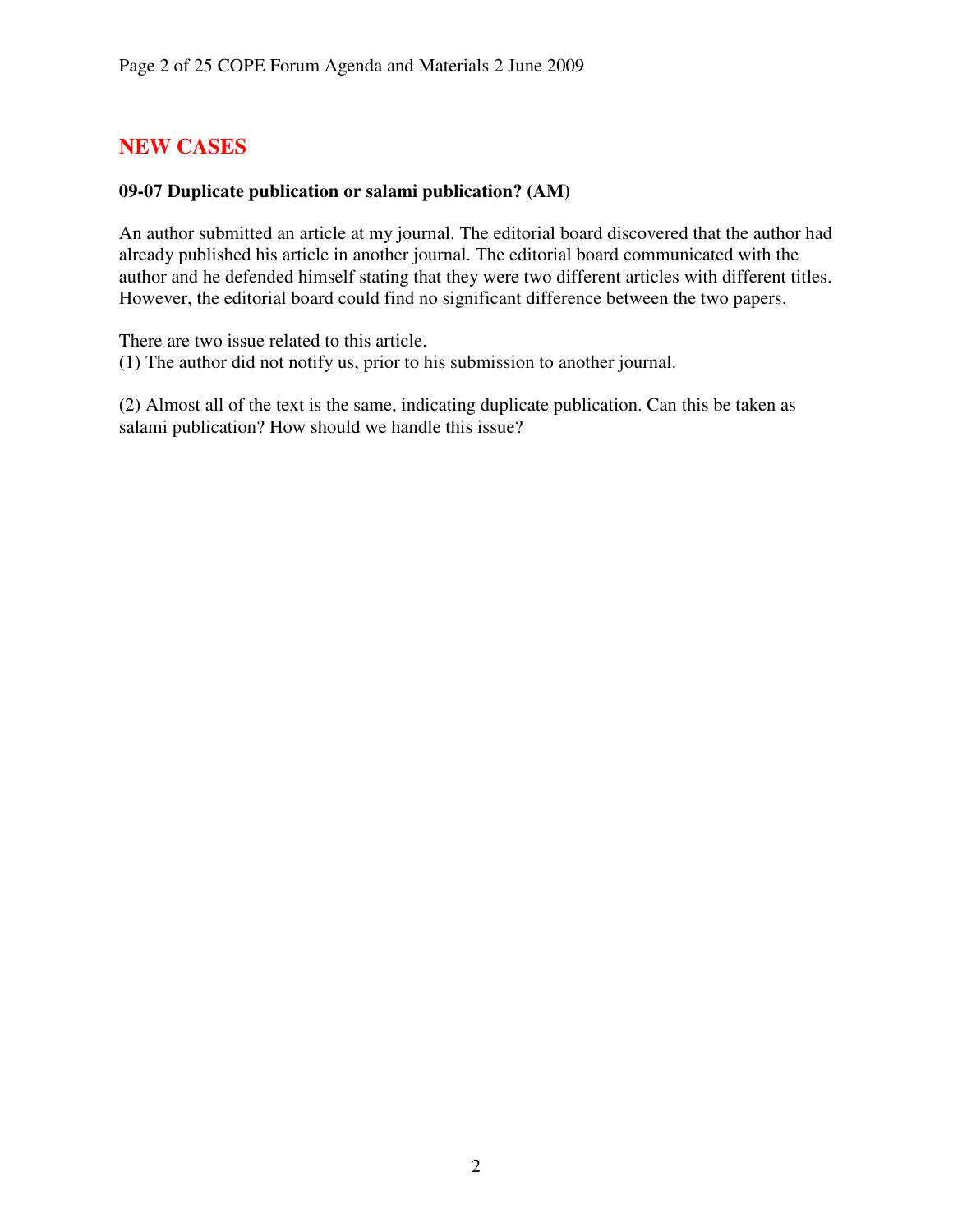# NEW CASES

### 09-07 Duplicate publication or salami publication? (AM)

An author submitted an article at my journal. The editorial board discovered that the author had already published his article in another journal. The editorial board communicated with the author and he defended himself stating that they were two different articles with different titles. However, the editorial board could find no significant difference between the two papers.

There are two issue related to this article.
(1) The author did not notify us, prior to his submission to another journal.

(2) Almost all of the text is the same, indicating duplicate publication. Can this be taken as salami publication? How should we handle this issue?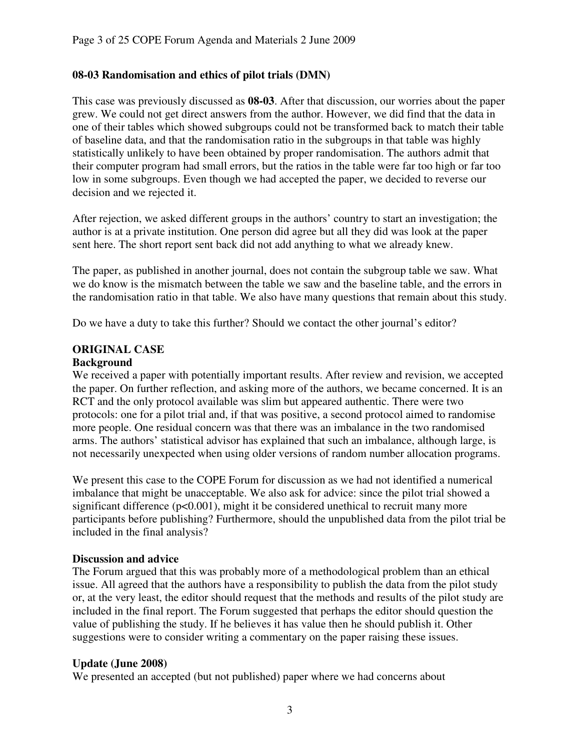### 08-03 Randomisation and ethics of pilot trials (DMN)

This case was previously discussed as **08-03**. After that discussion, our worries about the paper grew. We could not get direct answers from the author. However, we did find that the data in one of their tables which showed subgroups could not be transformed back to match their table of baseline data, and that the randomisation ratio in the subgroups in that table was highly statistically unlikely to have been obtained by proper randomisation. The authors admit that their computer program had small errors, but the ratios in the table were far too high or far too low in some subgroups. Even though we had accepted the paper, we decided to reverse our decision and we rejected it.

After rejection, we asked different groups in the authors' country to start an investigation; the author is at a private institution. One person did agree but all they did was look at the paper sent here. The short report sent back did not add anything to what we already knew.

The paper, as published in another journal, does not contain the subgroup table we saw. What we do know is the mismatch between the table we saw and the baseline table, and the errors in the randomisation ratio in that table. We also have many questions that remain about this study.

Do we have a duty to take this further? Should we contact the other journal's editor?

#### ORIGINAL CASE

**Background**

We received a paper with potentially important results. After review and revision, we accepted the paper. On further reflection, and asking more of the authors, we became concerned. It is an RCT and the only protocol available was slim but appeared authentic. There were two protocols: one for a pilot trial and, if that was positive, a second protocol aimed to randomise more people. One residual concern was that there was an imbalance in the two randomised arms. The authors' statistical advisor has explained that such an imbalance, although large, is not necessarily unexpected when using older versions of random number allocation programs.

We present this case to the COPE Forum for discussion as we had not identified a numerical imbalance that might be unacceptable. We also ask for advice: since the pilot trial showed a significant difference ($p<0.001$), might it be considered unethical to recruit many more participants before publishing? Furthermore, should the unpublished data from the pilot trial be included in the final analysis?

**Discussion and advice**

The Forum argued that this was probably more of a methodological problem than an ethical issue. All agreed that the authors have a responsibility to publish the data from the pilot study or, at the very least, the editor should request that the methods and results of the pilot study are included in the final report. The Forum suggested that perhaps the editor should question the value of publishing the study. If he believes it has value then he should publish it. Other suggestions were to consider writing a commentary on the paper raising these issues.

**Update (June 2008)**

We presented an accepted (but not published) paper where we had concerns about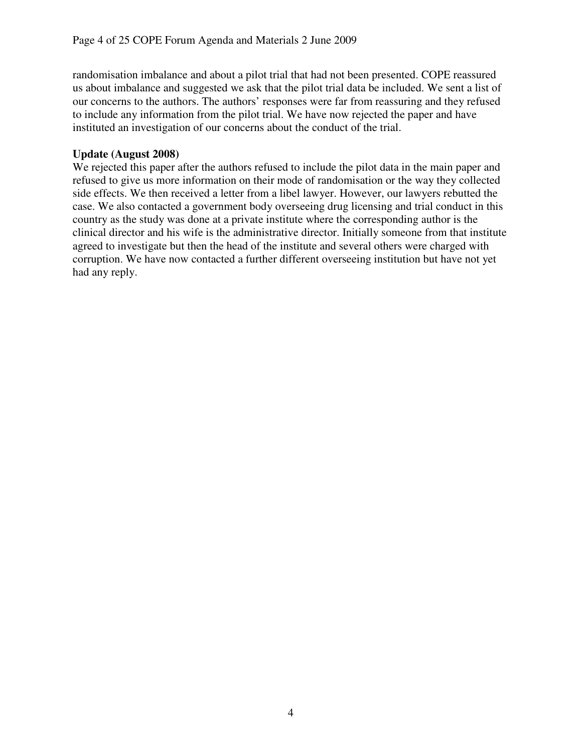randomisation imbalance and about a pilot trial that had not been presented. COPE reassured us about imbalance and suggested we ask that the pilot trial data be included. We sent a list of our concerns to the authors. The authors' responses were far from reassuring and they refused to include any information from the pilot trial. We have now rejected the paper and have instituted an investigation of our concerns about the conduct of the trial.

**Update (August 2008)**

We rejected this paper after the authors refused to include the pilot data in the main paper and refused to give us more information on their mode of randomisation or the way they collected side effects. We then received a letter from a libel lawyer. However, our lawyers rebutted the case. We also contacted a government body overseeing drug licensing and trial conduct in this country as the study was done at a private institute where the corresponding author is the clinical director and his wife is the administrative director. Initially someone from that institute agreed to investigate but then the head of the institute and several others were charged with corruption. We have now contacted a further different overseeing institution but have not yet had any reply.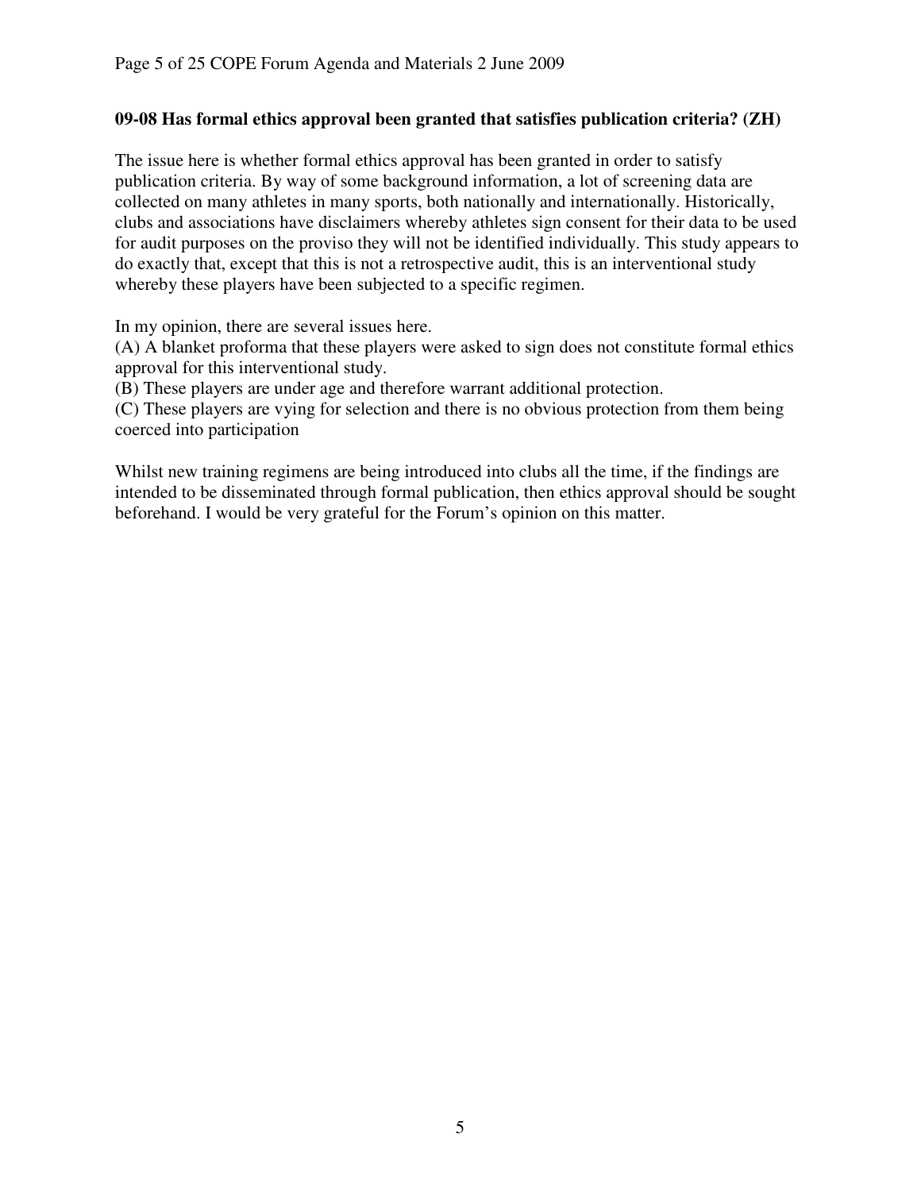**09-08 Has formal ethics approval been granted that satisfies publication criteria? (ZH)**

The issue here is whether formal ethics approval has been granted in order to satisfy publication criteria. By way of some background information, a lot of screening data are collected on many athletes in many sports, both nationally and internationally. Historically, clubs and associations have disclaimers whereby athletes sign consent for their data to be used for audit purposes on the proviso they will not be identified individually. This study appears to do exactly that, except that this is not a retrospective audit, this is an interventional study whereby these players have been subjected to a specific regimen.

In my opinion, there are several issues here.
(A) A blanket proforma that these players were asked to sign does not constitute formal ethics approval for this interventional study.
(B) These players are under age and therefore warrant additional protection.
(C) These players are vying for selection and there is no obvious protection from them being coerced into participation

Whilst new training regimens are being introduced into clubs all the time, if the findings are intended to be disseminated through formal publication, then ethics approval should be sought beforehand. I would be very grateful for the Forum's opinion on this matter.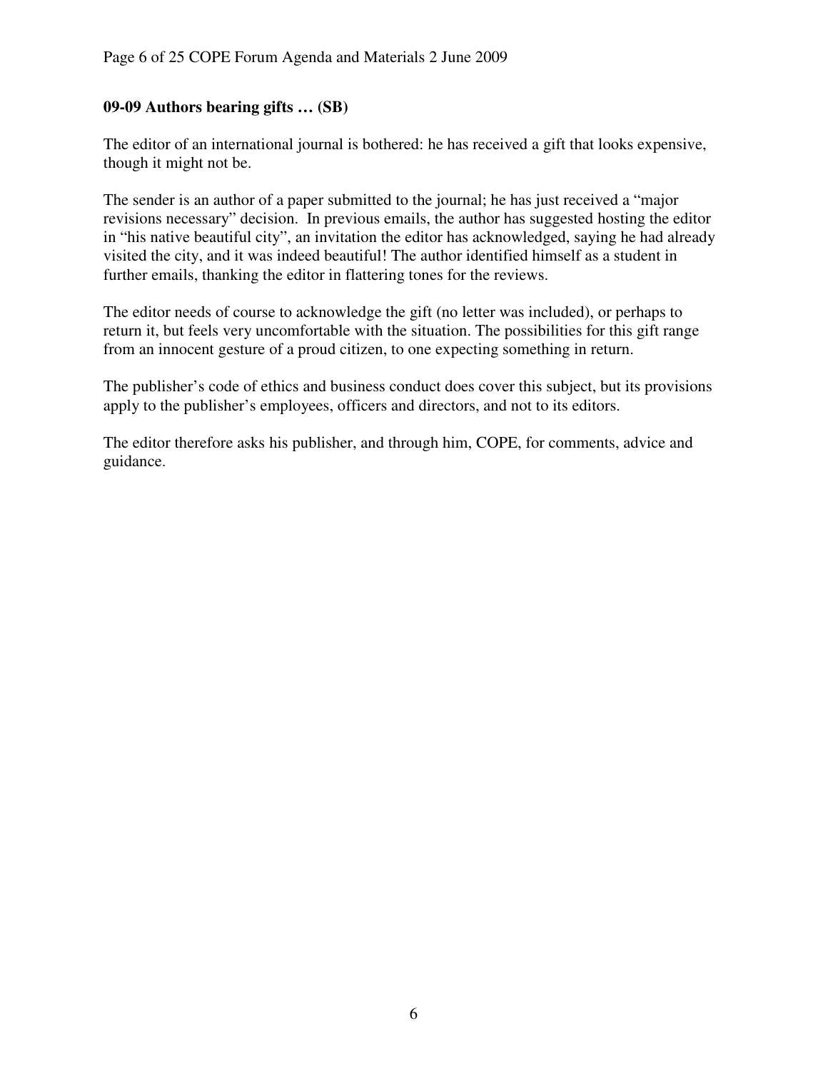**09-09 Authors bearing gifts … (SB)**

The editor of an international journal is bothered: he has received a gift that looks expensive, though it might not be.

The sender is an author of a paper submitted to the journal; he has just received a "major revisions necessary" decision. In previous emails, the author has suggested hosting the editor in "his native beautiful city", an invitation the editor has acknowledged, saying he had already visited the city, and it was indeed beautiful! The author identified himself as a student in further emails, thanking the editor in flattering tones for the reviews.

The editor needs of course to acknowledge the gift (no letter was included), or perhaps to return it, but feels very uncomfortable with the situation. The possibilities for this gift range from an innocent gesture of a proud citizen, to one expecting something in return.

The publisher's code of ethics and business conduct does cover this subject, but its provisions apply to the publisher's employees, officers and directors, and not to its editors.

The editor therefore asks his publisher, and through him, COPE, for comments, advice and guidance.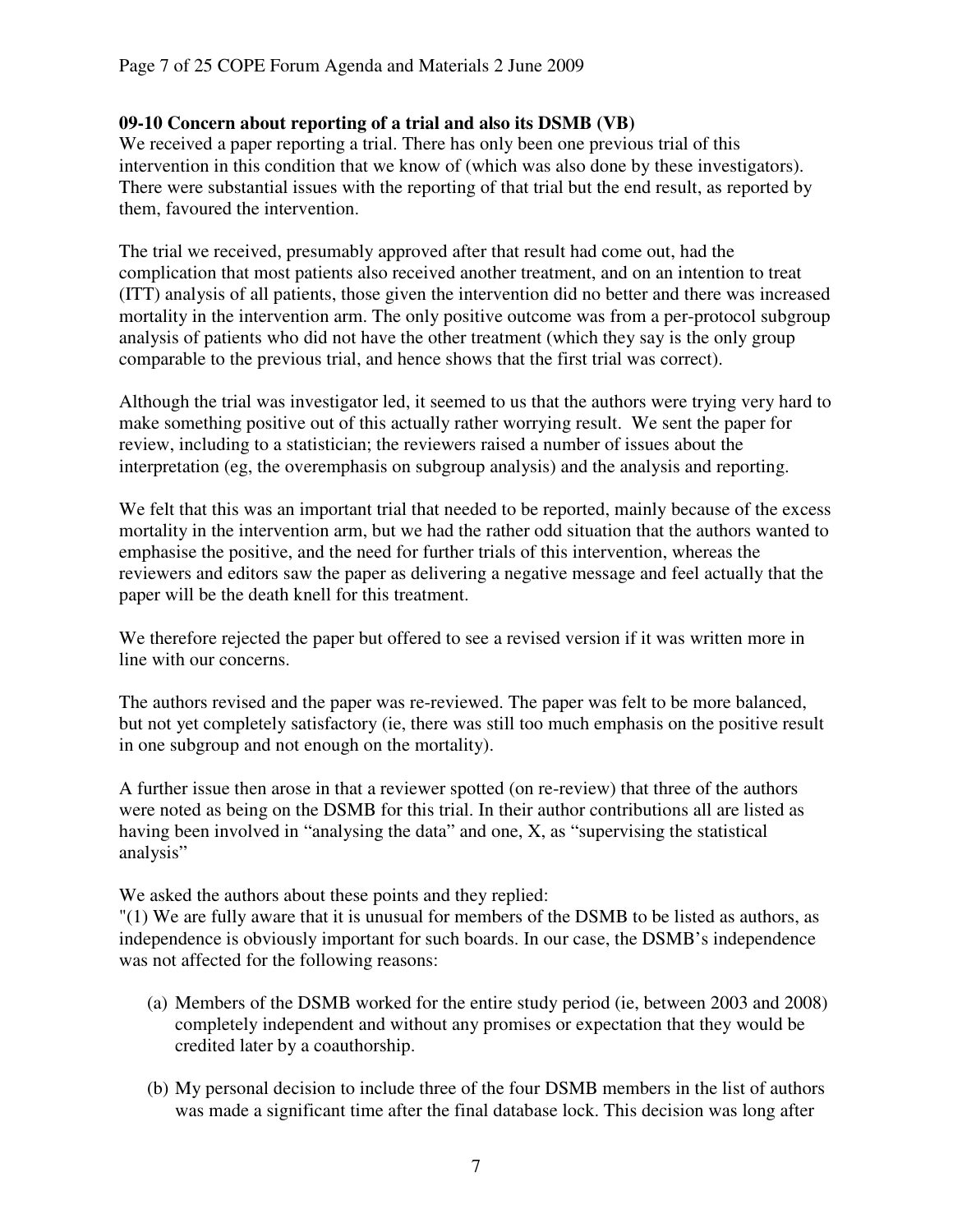### 09-10 Concern about reporting of a trial and also its DSMB (VB)

We received a paper reporting a trial. There has only been one previous trial of this intervention in this condition that we know of (which was also done by these investigators). There were substantial issues with the reporting of that trial but the end result, as reported by them, favoured the intervention.

The trial we received, presumably approved after that result had come out, had the complication that most patients also received another treatment, and on an intention to treat (ITT) analysis of all patients, those given the intervention did no better and there was increased mortality in the intervention arm. The only positive outcome was from a per-protocol subgroup analysis of patients who did not have the other treatment (which they say is the only group comparable to the previous trial, and hence shows that the first trial was correct).

Although the trial was investigator led, it seemed to us that the authors were trying very hard to make something positive out of this actually rather worrying result. We sent the paper for review, including to a statistician; the reviewers raised a number of issues about the interpretation (eg, the overemphasis on subgroup analysis) and the analysis and reporting.

We felt that this was an important trial that needed to be reported, mainly because of the excess mortality in the intervention arm, but we had the rather odd situation that the authors wanted to emphasise the positive, and the need for further trials of this intervention, whereas the reviewers and editors saw the paper as delivering a negative message and feel actually that the paper will be the death knell for this treatment.

We therefore rejected the paper but offered to see a revised version if it was written more in line with our concerns.

The authors revised and the paper was re-reviewed. The paper was felt to be more balanced, but not yet completely satisfactory (ie, there was still too much emphasis on the positive result in one subgroup and not enough on the mortality).

A further issue then arose in that a reviewer spotted (on re-review) that three of the authors were noted as being on the DSMB for this trial. In their author contributions all are listed as having been involved in "analysing the data" and one, X, as "supervising the statistical analysis"

We asked the authors about these points and they replied:

"(1) We are fully aware that it is unusual for members of the DSMB to be listed as authors, as independence is obviously important for such boards. In our case, the DSMB's independence was not affected for the following reasons:

(a) Members of the DSMB worked for the entire study period (ie, between 2003 and 2008) completely independent and without any promises or expectation that they would be credited later by a coauthorship.

(b) My personal decision to include three of the four DSMB members in the list of authors was made a significant time after the final database lock. This decision was long after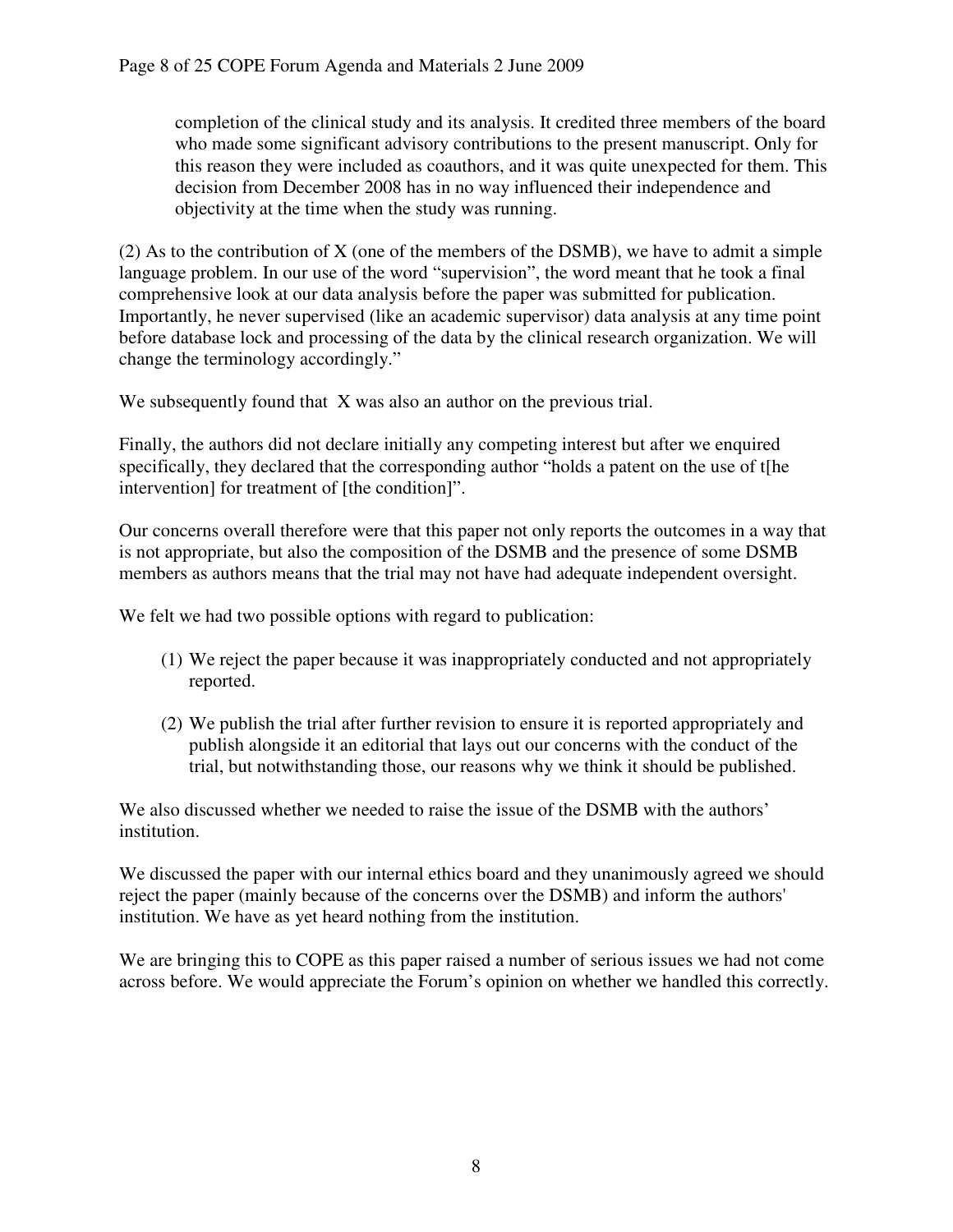completion of the clinical study and its analysis. It credited three members of the board who made some significant advisory contributions to the present manuscript. Only for this reason they were included as coauthors, and it was quite unexpected for them. This decision from December 2008 has in no way influenced their independence and objectivity at the time when the study was running.

(2) As to the contribution of X (one of the members of the DSMB), we have to admit a simple language problem. In our use of the word "supervision", the word meant that he took a final comprehensive look at our data analysis before the paper was submitted for publication. Importantly, he never supervised (like an academic supervisor) data analysis at any time point before database lock and processing of the data by the clinical research organization. We will change the terminology accordingly."

We subsequently found that X was also an author on the previous trial.

Finally, the authors did not declare initially any competing interest but after we enquired specifically, they declared that the corresponding author "holds a patent on the use of t[he intervention] for treatment of [the condition]".

Our concerns overall therefore were that this paper not only reports the outcomes in a way that is not appropriate, but also the composition of the DSMB and the presence of some DSMB members as authors means that the trial may not have had adequate independent oversight.

We felt we had two possible options with regard to publication:

(1) We reject the paper because it was inappropriately conducted and not appropriately reported.

(2) We publish the trial after further revision to ensure it is reported appropriately and publish alongside it an editorial that lays out our concerns with the conduct of the trial, but notwithstanding those, our reasons why we think it should be published.

We also discussed whether we needed to raise the issue of the DSMB with the authors' institution.

We discussed the paper with our internal ethics board and they unanimously agreed we should reject the paper (mainly because of the concerns over the DSMB) and inform the authors' institution. We have as yet heard nothing from the institution.

We are bringing this to COPE as this paper raised a number of serious issues we had not come across before. We would appreciate the Forum's opinion on whether we handled this correctly.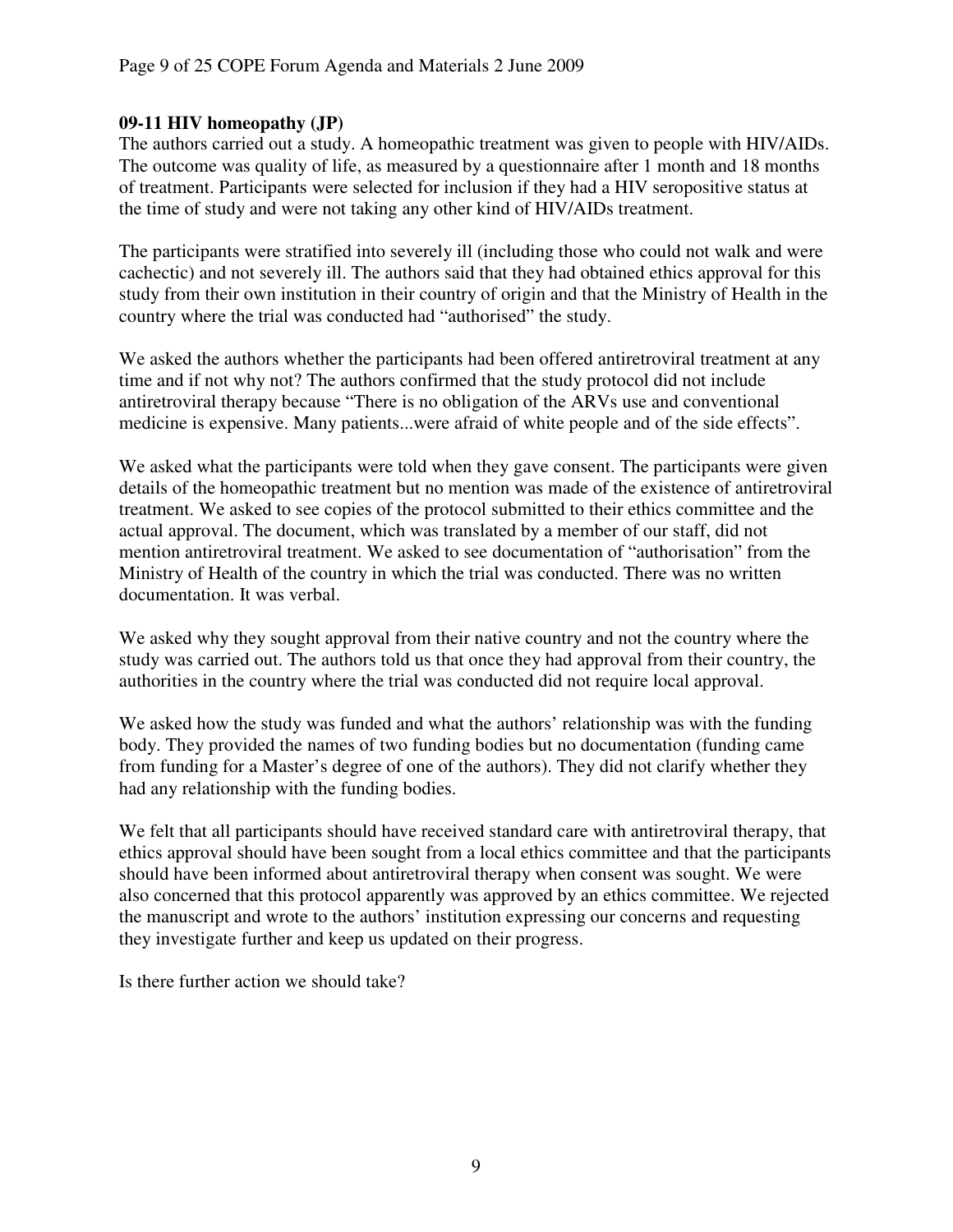**09-11 HIV homeopathy (JP)**

The authors carried out a study. A homeopathic treatment was given to people with HIV/AIDs. The outcome was quality of life, as measured by a questionnaire after 1 month and 18 months of treatment. Participants were selected for inclusion if they had a HIV seropositive status at the time of study and were not taking any other kind of HIV/AIDs treatment.

The participants were stratified into severely ill (including those who could not walk and were cachectic) and not severely ill. The authors said that they had obtained ethics approval for this study from their own institution in their country of origin and that the Ministry of Health in the country where the trial was conducted had "authorised" the study.

We asked the authors whether the participants had been offered antiretroviral treatment at any time and if not why not? The authors confirmed that the study protocol did not include antiretroviral therapy because "There is no obligation of the ARVs use and conventional medicine is expensive. Many patients...were afraid of white people and of the side effects".

We asked what the participants were told when they gave consent. The participants were given details of the homeopathic treatment but no mention was made of the existence of antiretroviral treatment. We asked to see copies of the protocol submitted to their ethics committee and the actual approval. The document, which was translated by a member of our staff, did not mention antiretroviral treatment. We asked to see documentation of "authorisation" from the Ministry of Health of the country in which the trial was conducted. There was no written documentation. It was verbal.

We asked why they sought approval from their native country and not the country where the study was carried out. The authors told us that once they had approval from their country, the authorities in the country where the trial was conducted did not require local approval.

We asked how the study was funded and what the authors' relationship was with the funding body. They provided the names of two funding bodies but no documentation (funding came from funding for a Master's degree of one of the authors). They did not clarify whether they had any relationship with the funding bodies.

We felt that all participants should have received standard care with antiretroviral therapy, that ethics approval should have been sought from a local ethics committee and that the participants should have been informed about antiretroviral therapy when consent was sought. We were also concerned that this protocol apparently was approved by an ethics committee. We rejected the manuscript and wrote to the authors' institution expressing our concerns and requesting they investigate further and keep us updated on their progress.

Is there further action we should take?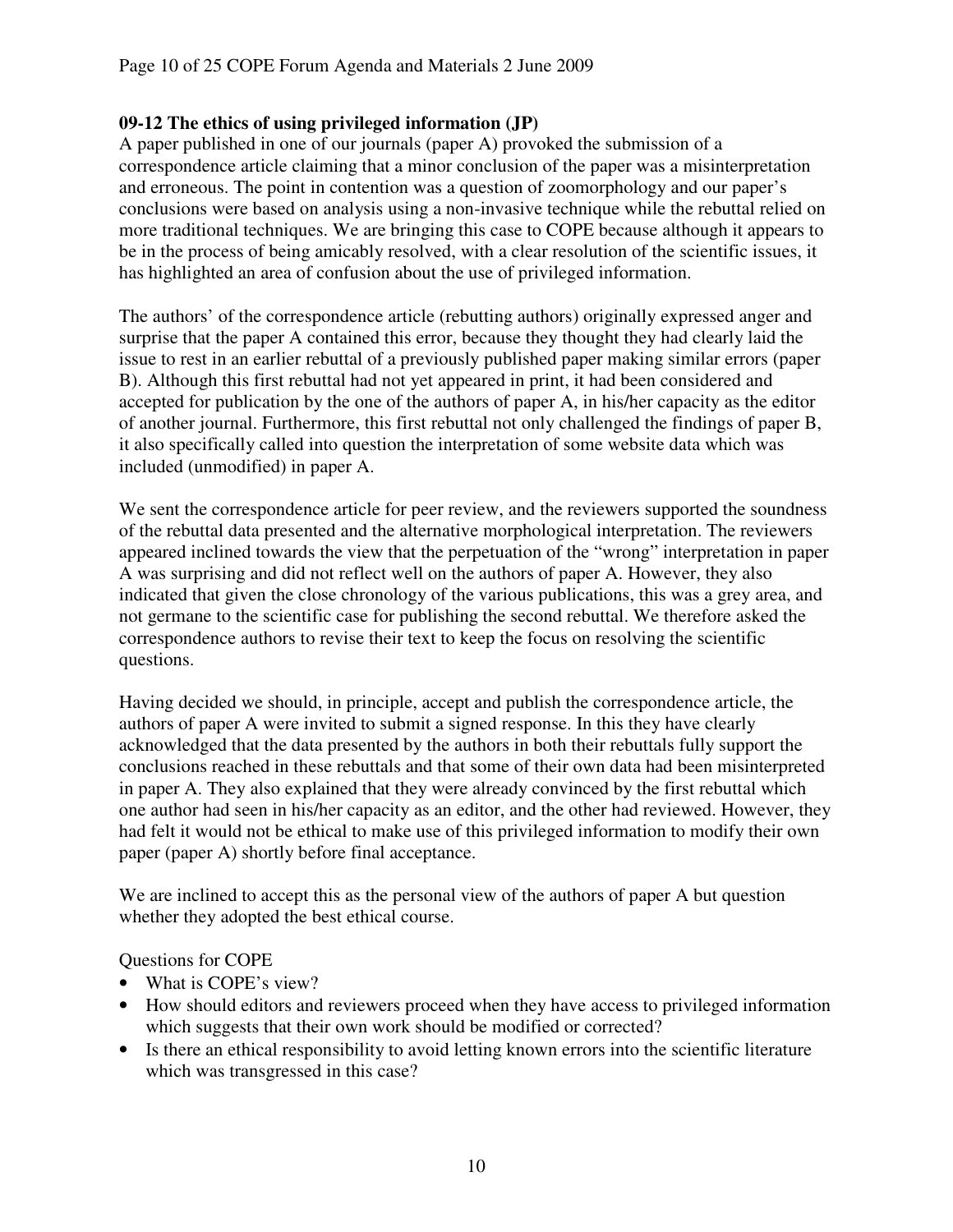### 09-12 The ethics of using privileged information (JP)

A paper published in one of our journals (paper A) provoked the submission of a correspondence article claiming that a minor conclusion of the paper was a misinterpretation and erroneous. The point in contention was a question of zoomorphology and our paper's conclusions were based on analysis using a non-invasive technique while the rebuttal relied on more traditional techniques. We are bringing this case to COPE because although it appears to be in the process of being amicably resolved, with a clear resolution of the scientific issues, it has highlighted an area of confusion about the use of privileged information.

The authors' of the correspondence article (rebutting authors) originally expressed anger and surprise that the paper A contained this error, because they thought they had clearly laid the issue to rest in an earlier rebuttal of a previously published paper making similar errors (paper B). Although this first rebuttal had not yet appeared in print, it had been considered and accepted for publication by the one of the authors of paper A, in his/her capacity as the editor of another journal. Furthermore, this first rebuttal not only challenged the findings of paper B, it also specifically called into question the interpretation of some website data which was included (unmodified) in paper A.

We sent the correspondence article for peer review, and the reviewers supported the soundness of the rebuttal data presented and the alternative morphological interpretation. The reviewers appeared inclined towards the view that the perpetuation of the "wrong" interpretation in paper A was surprising and did not reflect well on the authors of paper A. However, they also indicated that given the close chronology of the various publications, this was a grey area, and not germane to the scientific case for publishing the second rebuttal. We therefore asked the correspondence authors to revise their text to keep the focus on resolving the scientific questions.

Having decided we should, in principle, accept and publish the correspondence article, the authors of paper A were invited to submit a signed response. In this they have clearly acknowledged that the data presented by the authors in both their rebuttals fully support the conclusions reached in these rebuttals and that some of their own data had been misinterpreted in paper A. They also explained that they were already convinced by the first rebuttal which one author had seen in his/her capacity as an editor, and the other had reviewed. However, they had felt it would not be ethical to make use of this privileged information to modify their own paper (paper A) shortly before final acceptance.

We are inclined to accept this as the personal view of the authors of paper A but question whether they adopted the best ethical course.

Questions for COPE

- What is COPE's view?
- How should editors and reviewers proceed when they have access to privileged information which suggests that their own work should be modified or corrected?
- Is there an ethical responsibility to avoid letting known errors into the scientific literature which was transgressed in this case?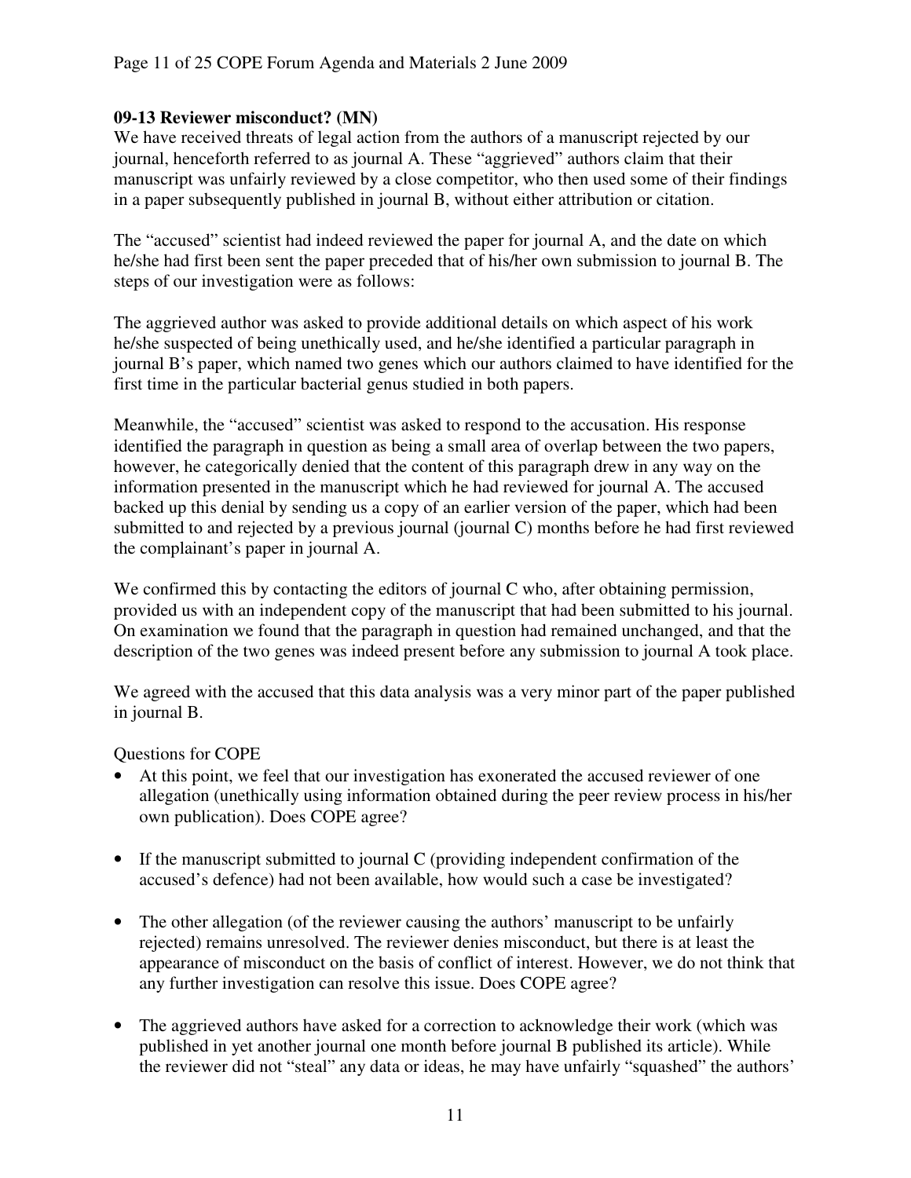### 09-13 Reviewer misconduct? (MN)

We have received threats of legal action from the authors of a manuscript rejected by our journal, henceforth referred to as journal A. These "aggrieved" authors claim that their manuscript was unfairly reviewed by a close competitor, who then used some of their findings in a paper subsequently published in journal B, without either attribution or citation.

The "accused" scientist had indeed reviewed the paper for journal A, and the date on which he/she had first been sent the paper preceded that of his/her own submission to journal B. The steps of our investigation were as follows:

The aggrieved author was asked to provide additional details on which aspect of his work he/she suspected of being unethically used, and he/she identified a particular paragraph in journal B's paper, which named two genes which our authors claimed to have identified for the first time in the particular bacterial genus studied in both papers.

Meanwhile, the "accused" scientist was asked to respond to the accusation. His response identified the paragraph in question as being a small area of overlap between the two papers, however, he categorically denied that the content of this paragraph drew in any way on the information presented in the manuscript which he had reviewed for journal A. The accused backed up this denial by sending us a copy of an earlier version of the paper, which had been submitted to and rejected by a previous journal (journal C) months before he had first reviewed the complainant's paper in journal A.

We confirmed this by contacting the editors of journal C who, after obtaining permission, provided us with an independent copy of the manuscript that had been submitted to his journal. On examination we found that the paragraph in question had remained unchanged, and that the description of the two genes was indeed present before any submission to journal A took place.

We agreed with the accused that this data analysis was a very minor part of the paper published in journal B.

Questions for COPE

- At this point, we feel that our investigation has exonerated the accused reviewer of one allegation (unethically using information obtained during the peer review process in his/her own publication). Does COPE agree?
- If the manuscript submitted to journal C (providing independent confirmation of the accused's defence) had not been available, how would such a case be investigated?
- The other allegation (of the reviewer causing the authors' manuscript to be unfairly rejected) remains unresolved. The reviewer denies misconduct, but there is at least the appearance of misconduct on the basis of conflict of interest. However, we do not think that any further investigation can resolve this issue. Does COPE agree?
- The aggrieved authors have asked for a correction to acknowledge their work (which was published in yet another journal one month before journal B published its article). While the reviewer did not "steal" any data or ideas, he may have unfairly "squashed" the authors'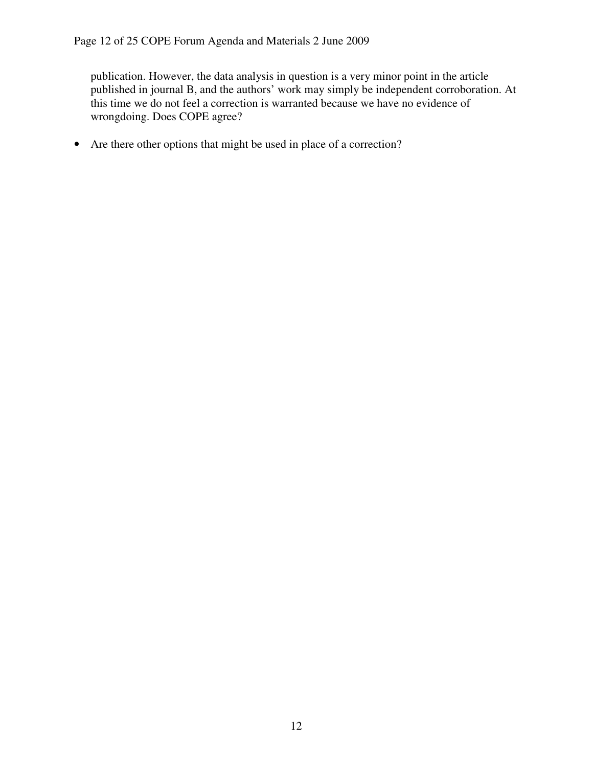publication. However, the data analysis in question is a very minor point in the article published in journal B, and the authors' work may simply be independent corroboration. At this time we do not feel a correction is warranted because we have no evidence of wrongdoing. Does COPE agree?

- Are there other options that might be used in place of a correction?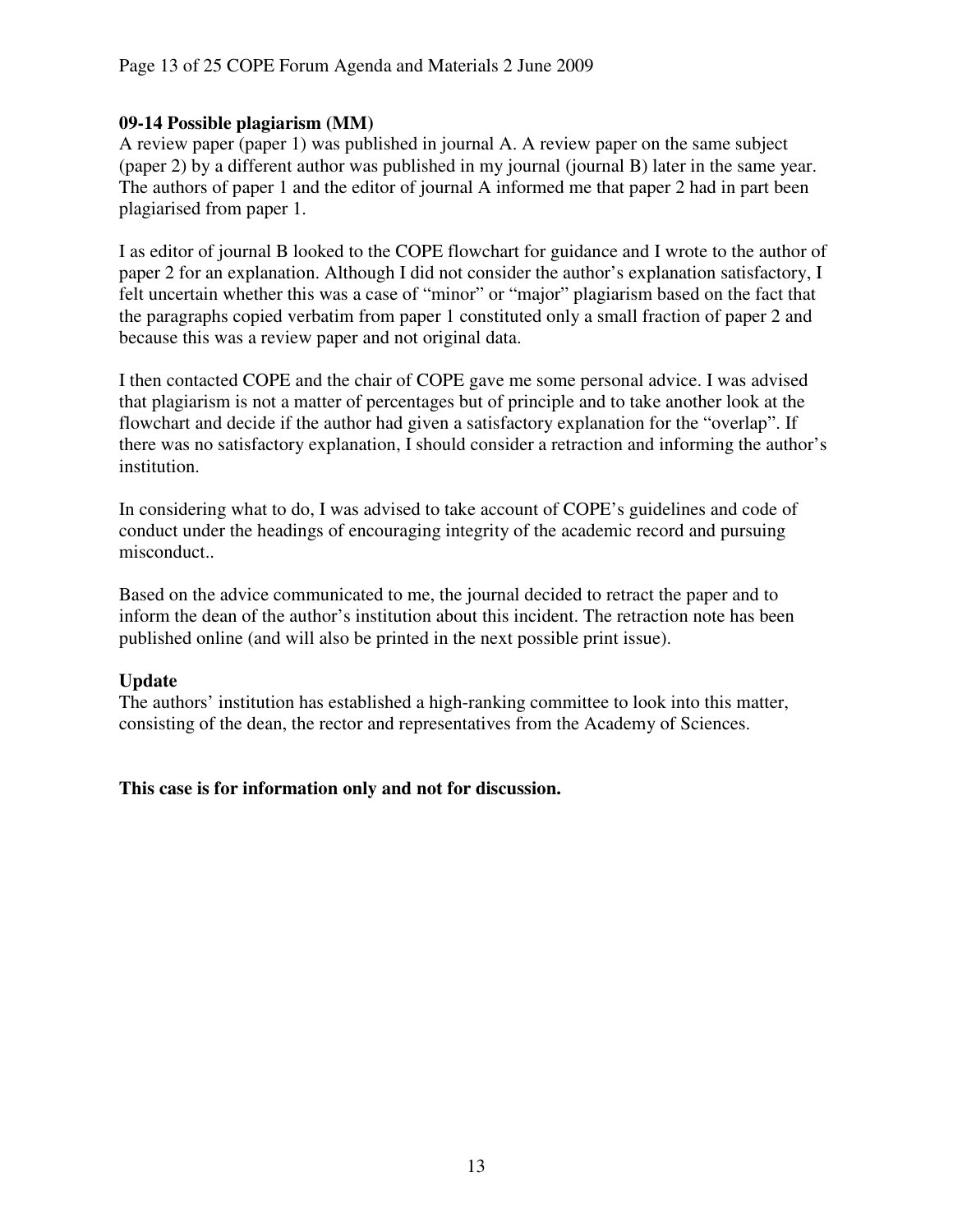### 09-14 Possible plagiarism (MM)

A review paper (paper 1) was published in journal A. A review paper on the same subject (paper 2) by a different author was published in my journal (journal B) later in the same year. The authors of paper 1 and the editor of journal A informed me that paper 2 had in part been plagiarised from paper 1.

I as editor of journal B looked to the COPE flowchart for guidance and I wrote to the author of paper 2 for an explanation. Although I did not consider the author's explanation satisfactory, I felt uncertain whether this was a case of "minor" or "major" plagiarism based on the fact that the paragraphs copied verbatim from paper 1 constituted only a small fraction of paper 2 and because this was a review paper and not original data.

I then contacted COPE and the chair of COPE gave me some personal advice. I was advised that plagiarism is not a matter of percentages but of principle and to take another look at the flowchart and decide if the author had given a satisfactory explanation for the "overlap". If there was no satisfactory explanation, I should consider a retraction and informing the author's institution.

In considering what to do, I was advised to take account of COPE's guidelines and code of conduct under the headings of encouraging integrity of the academic record and pursuing misconduct..

Based on the advice communicated to me, the journal decided to retract the paper and to inform the dean of the author's institution about this incident. The retraction note has been published online (and will also be printed in the next possible print issue).

**Update**

The authors' institution has established a high-ranking committee to look into this matter, consisting of the dean, the rector and representatives from the Academy of Sciences.

**This case is for information only and not for discussion.**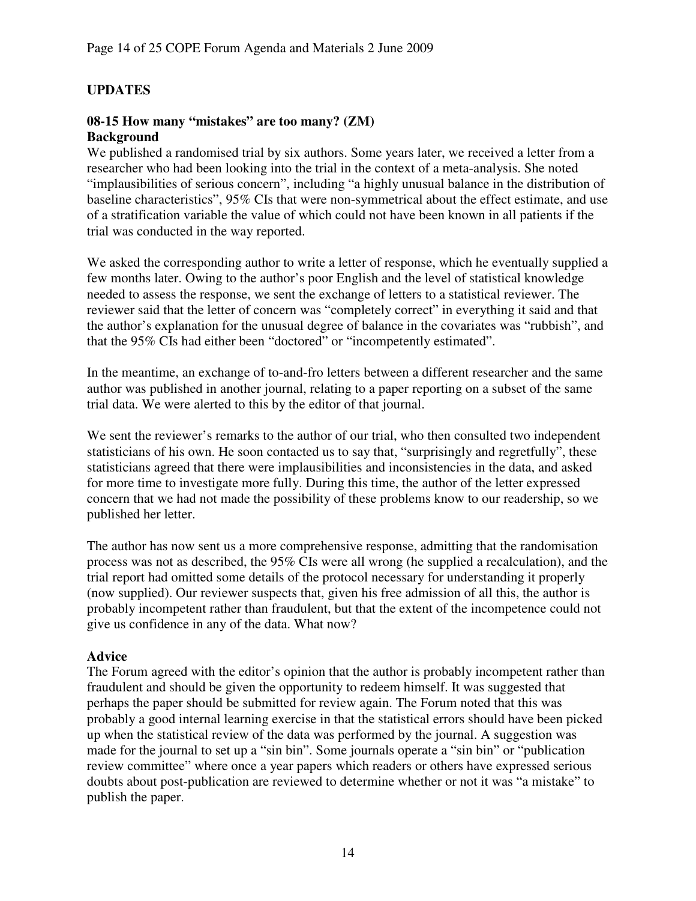## UPDATES

### 08-15 How many "mistakes" are too many? (ZM)

**Background**

We published a randomised trial by six authors. Some years later, we received a letter from a researcher who had been looking into the trial in the context of a meta-analysis. She noted "implausibilities of serious concern", including "a highly unusual balance in the distribution of baseline characteristics", 95% CIs that were non-symmetrical about the effect estimate, and use of a stratification variable the value of which could not have been known in all patients if the trial was conducted in the way reported.

We asked the corresponding author to write a letter of response, which he eventually supplied a few months later. Owing to the author's poor English and the level of statistical knowledge needed to assess the response, we sent the exchange of letters to a statistical reviewer. The reviewer said that the letter of concern was "completely correct" in everything it said and that the author's explanation for the unusual degree of balance in the covariates was "rubbish", and that the 95% CIs had either been "doctored" or "incompetently estimated".

In the meantime, an exchange of to-and-fro letters between a different researcher and the same author was published in another journal, relating to a paper reporting on a subset of the same trial data. We were alerted to this by the editor of that journal.

We sent the reviewer's remarks to the author of our trial, who then consulted two independent statisticians of his own. He soon contacted us to say that, "surprisingly and regretfully", these statisticians agreed that there were implausibilities and inconsistencies in the data, and asked for more time to investigate more fully. During this time, the author of the letter expressed concern that we had not made the possibility of these problems know to our readership, so we published her letter.

The author has now sent us a more comprehensive response, admitting that the randomisation process was not as described, the 95% CIs were all wrong (he supplied a recalculation), and the trial report had omitted some details of the protocol necessary for understanding it properly (now supplied). Our reviewer suspects that, given his free admission of all this, the author is probably incompetent rather than fraudulent, but that the extent of the incompetence could not give us confidence in any of the data. What now?

**Advice**

The Forum agreed with the editor's opinion that the author is probably incompetent rather than fraudulent and should be given the opportunity to redeem himself. It was suggested that perhaps the paper should be submitted for review again. The Forum noted that this was probably a good internal learning exercise in that the statistical errors should have been picked up when the statistical review of the data was performed by the journal. A suggestion was made for the journal to set up a "sin bin". Some journals operate a "sin bin" or "publication review committee" where once a year papers which readers or others have expressed serious doubts about post-publication are reviewed to determine whether or not it was "a mistake" to publish the paper.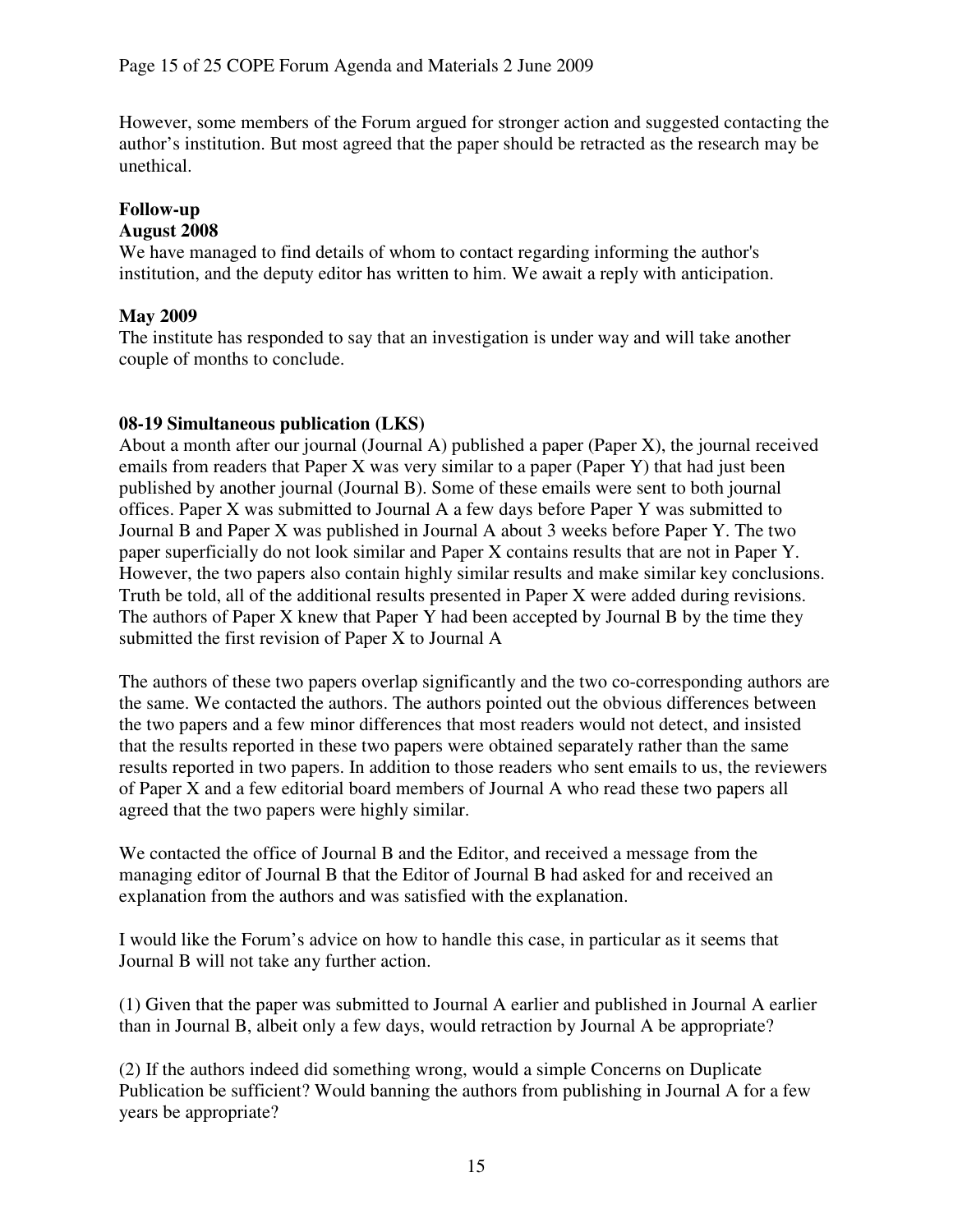However, some members of the Forum argued for stronger action and suggested contacting the author's institution. But most agreed that the paper should be retracted as the research may be unethical.

**Follow-up**
**August 2008**
We have managed to find details of whom to contact regarding informing the author's institution, and the deputy editor has written to him. We await a reply with anticipation.

**May 2009**
The institute has responded to say that an investigation is under way and will take another couple of months to conclude.

**08-19 Simultaneous publication (LKS)**
About a month after our journal (Journal A) published a paper (Paper X), the journal received emails from readers that Paper X was very similar to a paper (Paper Y) that had just been published by another journal (Journal B). Some of these emails were sent to both journal offices. Paper X was submitted to Journal A a few days before Paper Y was submitted to Journal B and Paper X was published in Journal A about 3 weeks before Paper Y. The two paper superficially do not look similar and Paper X contains results that are not in Paper Y. However, the two papers also contain highly similar results and make similar key conclusions. Truth be told, all of the additional results presented in Paper X were added during revisions. The authors of Paper X knew that Paper Y had been accepted by Journal B by the time they submitted the first revision of Paper X to Journal A

The authors of these two papers overlap significantly and the two co-corresponding authors are the same. We contacted the authors. The authors pointed out the obvious differences between the two papers and a few minor differences that most readers would not detect, and insisted that the results reported in these two papers were obtained separately rather than the same results reported in two papers. In addition to those readers who sent emails to us, the reviewers of Paper X and a few editorial board members of Journal A who read these two papers all agreed that the two papers were highly similar.

We contacted the office of Journal B and the Editor, and received a message from the managing editor of Journal B that the Editor of Journal B had asked for and received an explanation from the authors and was satisfied with the explanation.

I would like the Forum's advice on how to handle this case, in particular as it seems that Journal B will not take any further action.

(1) Given that the paper was submitted to Journal A earlier and published in Journal A earlier than in Journal B, albeit only a few days, would retraction by Journal A be appropriate?

(2) If the authors indeed did something wrong, would a simple Concerns on Duplicate Publication be sufficient? Would banning the authors from publishing in Journal A for a few years be appropriate?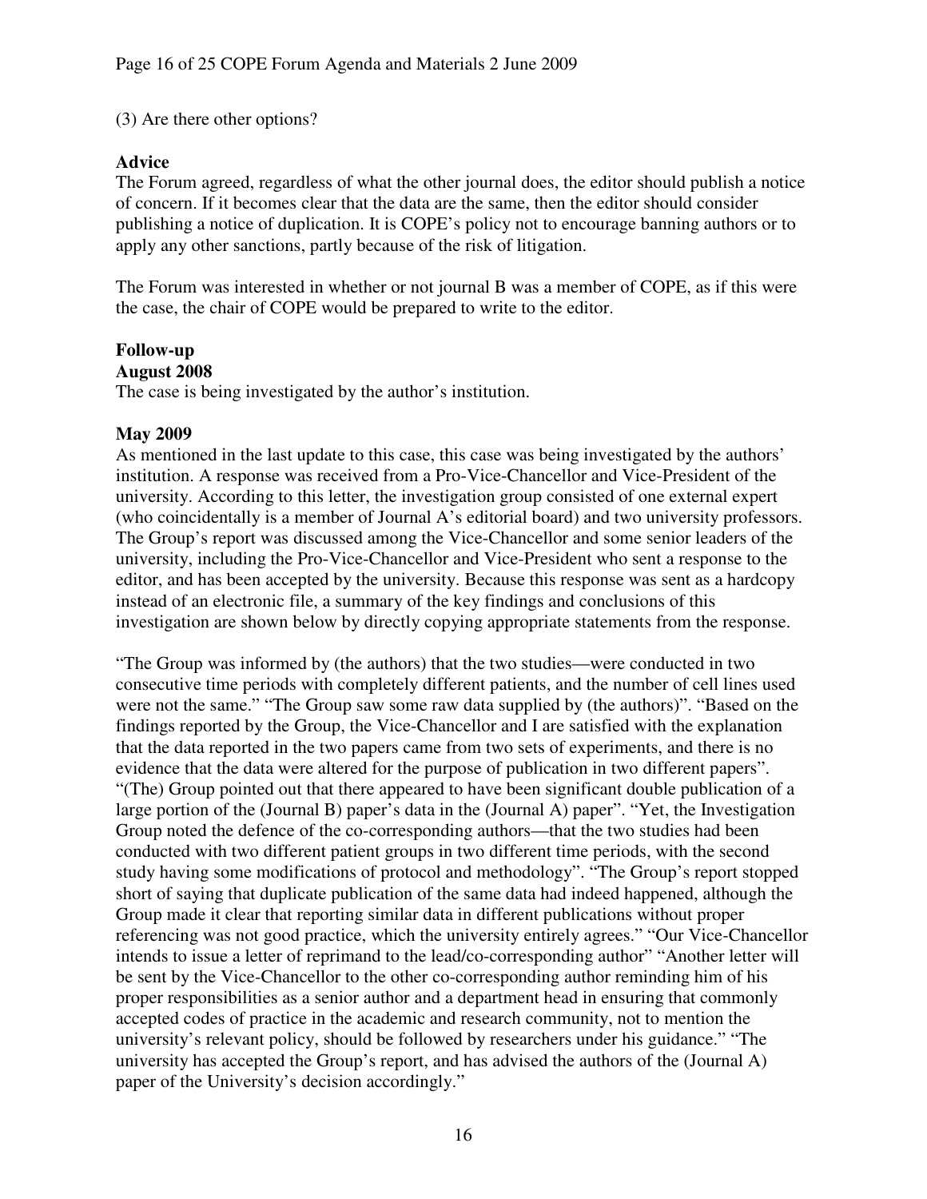(3) Are there other options?

**Advice**

The Forum agreed, regardless of what the other journal does, the editor should publish a notice of concern. If it becomes clear that the data are the same, then the editor should consider publishing a notice of duplication. It is COPE's policy not to encourage banning authors or to apply any other sanctions, partly because of the risk of litigation.

The Forum was interested in whether or not journal B was a member of COPE, as if this were the case, the chair of COPE would be prepared to write to the editor.

**Follow-up**

**August 2008**

The case is being investigated by the author's institution.

**May 2009**

As mentioned in the last update to this case, this case was being investigated by the authors' institution. A response was received from a Pro-Vice-Chancellor and Vice-President of the university. According to this letter, the investigation group consisted of one external expert (who coincidentally is a member of Journal A's editorial board) and two university professors. The Group's report was discussed among the Vice-Chancellor and some senior leaders of the university, including the Pro-Vice-Chancellor and Vice-President who sent a response to the editor, and has been accepted by the university. Because this response was sent as a hardcopy instead of an electronic file, a summary of the key findings and conclusions of this investigation are shown below by directly copying appropriate statements from the response.

"The Group was informed by (the authors) that the two studies—were conducted in two consecutive time periods with completely different patients, and the number of cell lines used were not the same." "The Group saw some raw data supplied by (the authors)". "Based on the findings reported by the Group, the Vice-Chancellor and I are satisfied with the explanation that the data reported in the two papers came from two sets of experiments, and there is no evidence that the data were altered for the purpose of publication in two different papers". "(The) Group pointed out that there appeared to have been significant double publication of a large portion of the (Journal B) paper's data in the (Journal A) paper". "Yet, the Investigation Group noted the defence of the co-corresponding authors—that the two studies had been conducted with two different patient groups in two different time periods, with the second study having some modifications of protocol and methodology". "The Group's report stopped short of saying that duplicate publication of the same data had indeed happened, although the Group made it clear that reporting similar data in different publications without proper referencing was not good practice, which the university entirely agrees." "Our Vice-Chancellor intends to issue a letter of reprimand to the lead/co-corresponding author" "Another letter will be sent by the Vice-Chancellor to the other co-corresponding author reminding him of his proper responsibilities as a senior author and a department head in ensuring that commonly accepted codes of practice in the academic and research community, not to mention the university's relevant policy, should be followed by researchers under his guidance." "The university has accepted the Group's report, and has advised the authors of the (Journal A) paper of the University's decision accordingly."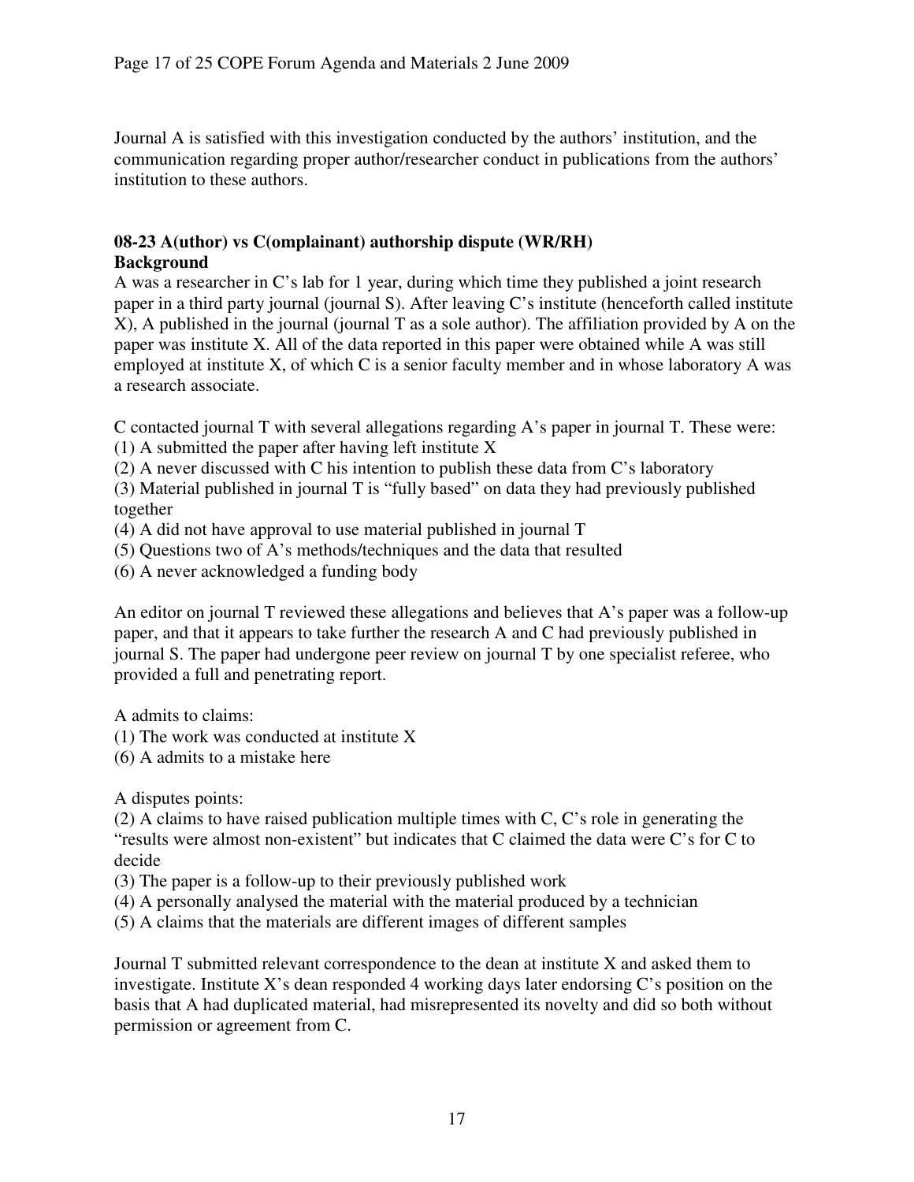Journal A is satisfied with this investigation conducted by the authors' institution, and the communication regarding proper author/researcher conduct in publications from the authors' institution to these authors.

**08-23 A(uthor) vs C(omplainant) authorship dispute (WR/RH)**
**Background**

A was a researcher in C's lab for 1 year, during which time they published a joint research paper in a third party journal (journal S). After leaving C's institute (henceforth called institute X), A published in the journal (journal T as a sole author). The affiliation provided by A on the paper was institute X. All of the data reported in this paper were obtained while A was still employed at institute X, of which C is a senior faculty member and in whose laboratory A was a research associate.

C contacted journal T with several allegations regarding A's paper in journal T. These were:
(1) A submitted the paper after having left institute X
(2) A never discussed with C his intention to publish these data from C's laboratory
(3) Material published in journal T is "fully based" on data they had previously published together
(4) A did not have approval to use material published in journal T
(5) Questions two of A's methods/techniques and the data that resulted
(6) A never acknowledged a funding body

An editor on journal T reviewed these allegations and believes that A's paper was a follow-up paper, and that it appears to take further the research A and C had previously published in journal S. The paper had undergone peer review on journal T by one specialist referee, who provided a full and penetrating report.

A admits to claims:
(1) The work was conducted at institute X
(6) A admits to a mistake here

A disputes points:
(2) A claims to have raised publication multiple times with C, C's role in generating the "results were almost non-existent" but indicates that C claimed the data were C's for C to decide
(3) The paper is a follow-up to their previously published work
(4) A personally analysed the material with the material produced by a technician
(5) A claims that the materials are different images of different samples

Journal T submitted relevant correspondence to the dean at institute X and asked them to investigate. Institute X's dean responded 4 working days later endorsing C's position on the basis that A had duplicated material, had misrepresented its novelty and did so both without permission or agreement from C.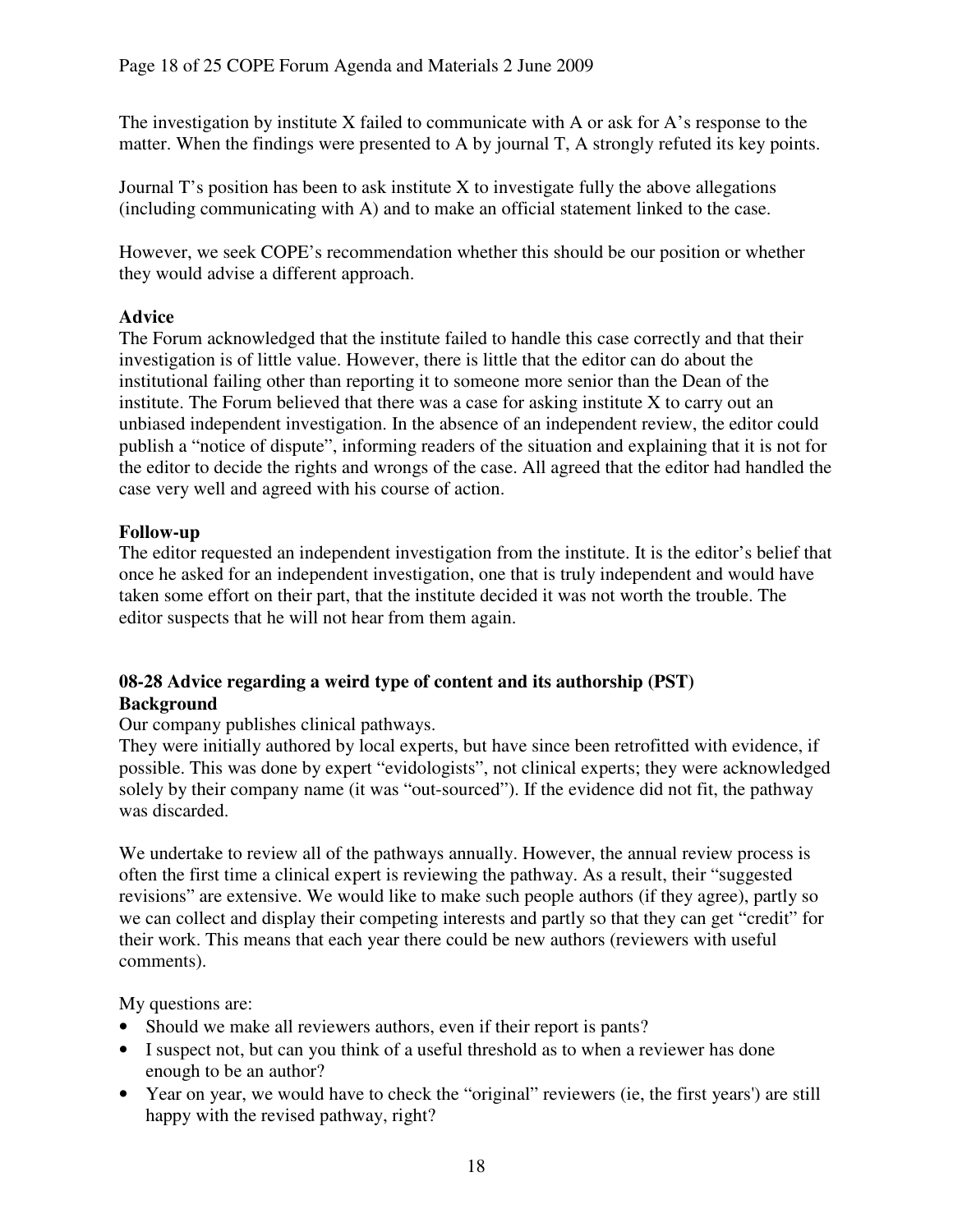The investigation by institute X failed to communicate with A or ask for A's response to the matter. When the findings were presented to A by journal T, A strongly refuted its key points.

Journal T's position has been to ask institute X to investigate fully the above allegations (including communicating with A) and to make an official statement linked to the case.

However, we seek COPE's recommendation whether this should be our position or whether they would advise a different approach.

**Advice**

The Forum acknowledged that the institute failed to handle this case correctly and that their investigation is of little value. However, there is little that the editor can do about the institutional failing other than reporting it to someone more senior than the Dean of the institute. The Forum believed that there was a case for asking institute X to carry out an unbiased independent investigation. In the absence of an independent review, the editor could publish a "notice of dispute", informing readers of the situation and explaining that it is not for the editor to decide the rights and wrongs of the case. All agreed that the editor had handled the case very well and agreed with his course of action.

**Follow-up**

The editor requested an independent investigation from the institute. It is the editor's belief that once he asked for an independent investigation, one that is truly independent and would have taken some effort on their part, that the institute decided it was not worth the trouble. The editor suspects that he will not hear from them again.

### 08-28 Advice regarding a weird type of content and its authorship (PST)

**Background**

Our company publishes clinical pathways.

They were initially authored by local experts, but have since been retrofitted with evidence, if possible. This was done by expert "evidologists", not clinical experts; they were acknowledged solely by their company name (it was "out-sourced"). If the evidence did not fit, the pathway was discarded.

We undertake to review all of the pathways annually. However, the annual review process is often the first time a clinical expert is reviewing the pathway. As a result, their "suggested revisions" are extensive. We would like to make such people authors (if they agree), partly so we can collect and display their competing interests and partly so that they can get "credit" for their work. This means that each year there could be new authors (reviewers with useful comments).

My questions are:

- Should we make all reviewers authors, even if their report is pants?
- I suspect not, but can you think of a useful threshold as to when a reviewer has done enough to be an author?
- Year on year, we would have to check the "original" reviewers (ie, the first years') are still happy with the revised pathway, right?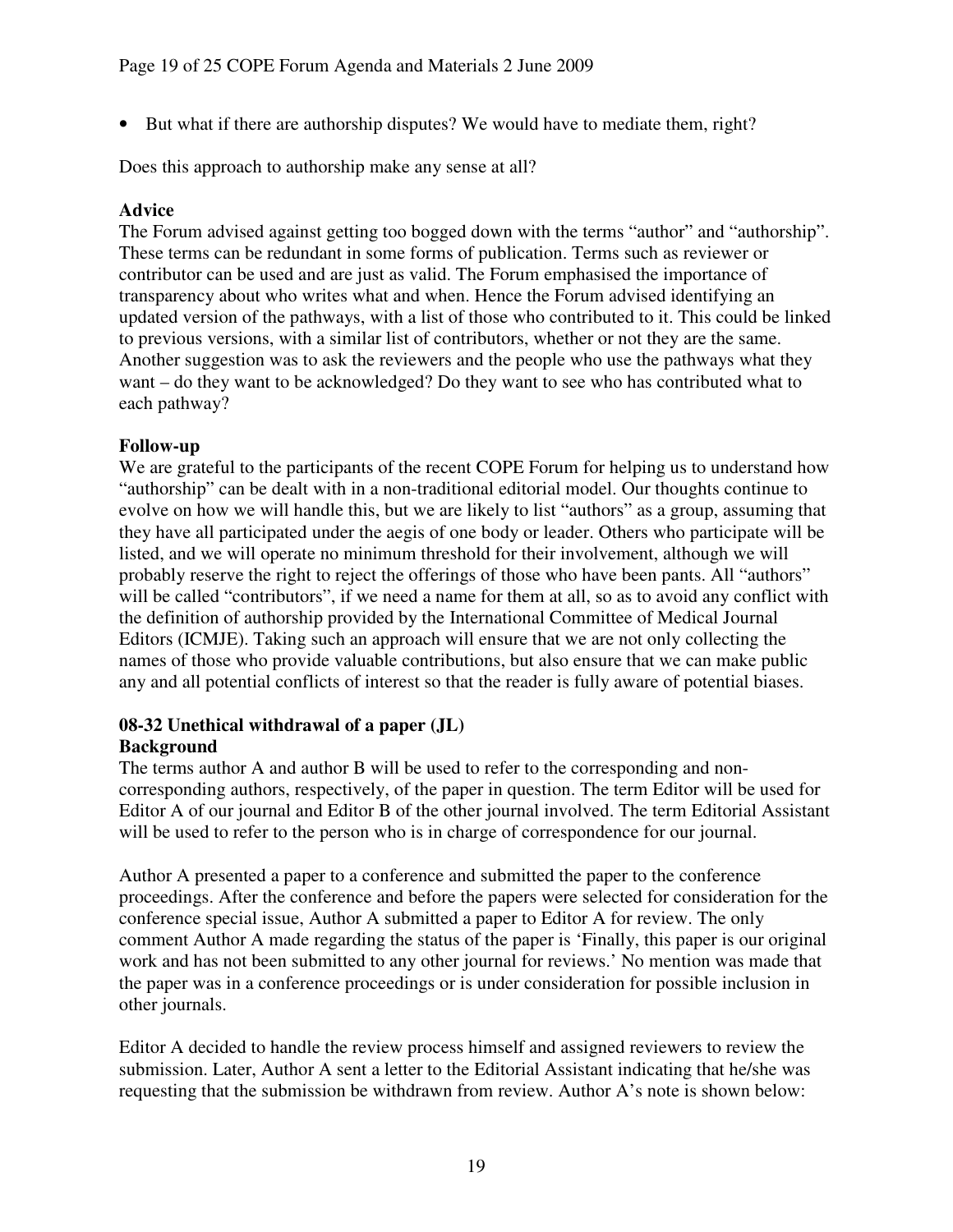- But what if there are authorship disputes? We would have to mediate them, right?

Does this approach to authorship make any sense at all?

**Advice**

The Forum advised against getting too bogged down with the terms "author" and "authorship". These terms can be redundant in some forms of publication. Terms such as reviewer or contributor can be used and are just as valid. The Forum emphasised the importance of transparency about who writes what and when. Hence the Forum advised identifying an updated version of the pathways, with a list of those who contributed to it. This could be linked to previous versions, with a similar list of contributors, whether or not they are the same. Another suggestion was to ask the reviewers and the people who use the pathways what they want – do they want to be acknowledged? Do they want to see who has contributed what to each pathway?

**Follow-up**

We are grateful to the participants of the recent COPE Forum for helping us to understand how "authorship" can be dealt with in a non-traditional editorial model. Our thoughts continue to evolve on how we will handle this, but we are likely to list "authors" as a group, assuming that they have all participated under the aegis of one body or leader. Others who participate will be listed, and we will operate no minimum threshold for their involvement, although we will probably reserve the right to reject the offerings of those who have been pants. All "authors" will be called "contributors", if we need a name for them at all, so as to avoid any conflict with the definition of authorship provided by the International Committee of Medical Journal Editors (ICMJE). Taking such an approach will ensure that we are not only collecting the names of those who provide valuable contributions, but also ensure that we can make public any and all potential conflicts of interest so that the reader is fully aware of potential biases.

## 08-32 Unethical withdrawal of a paper (JL)

**Background**

The terms author A and author B will be used to refer to the corresponding and non-corresponding authors, respectively, of the paper in question. The term Editor will be used for Editor A of our journal and Editor B of the other journal involved. The term Editorial Assistant will be used to refer to the person who is in charge of correspondence for our journal.

Author A presented a paper to a conference and submitted the paper to the conference proceedings. After the conference and before the papers were selected for consideration for the conference special issue, Author A submitted a paper to Editor A for review. The only comment Author A made regarding the status of the paper is 'Finally, this paper is our original work and has not been submitted to any other journal for reviews.' No mention was made that the paper was in a conference proceedings or is under consideration for possible inclusion in other journals.

Editor A decided to handle the review process himself and assigned reviewers to review the submission. Later, Author A sent a letter to the Editorial Assistant indicating that he/she was requesting that the submission be withdrawn from review. Author A's note is shown below: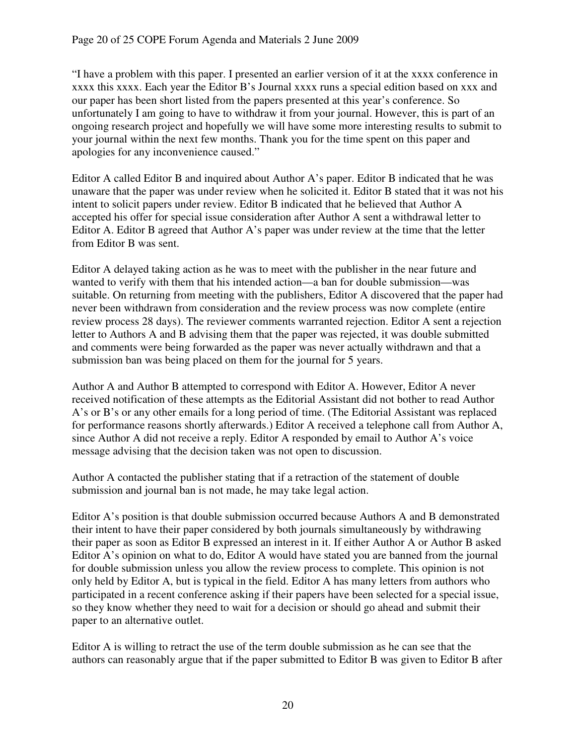"I have a problem with this paper. I presented an earlier version of it at the xxxx conference in xxxx this xxxx. Each year the Editor B's Journal xxxx runs a special edition based on xxx and our paper has been short listed from the papers presented at this year's conference. So unfortunately I am going to have to withdraw it from your journal. However, this is part of an ongoing research project and hopefully we will have some more interesting results to submit to your journal within the next few months. Thank you for the time spent on this paper and apologies for any inconvenience caused."

Editor A called Editor B and inquired about Author A's paper. Editor B indicated that he was unaware that the paper was under review when he solicited it. Editor B stated that it was not his intent to solicit papers under review. Editor B indicated that he believed that Author A accepted his offer for special issue consideration after Author A sent a withdrawal letter to Editor A. Editor B agreed that Author A's paper was under review at the time that the letter from Editor B was sent.

Editor A delayed taking action as he was to meet with the publisher in the near future and wanted to verify with them that his intended action—a ban for double submission—was suitable. On returning from meeting with the publishers, Editor A discovered that the paper had never been withdrawn from consideration and the review process was now complete (entire review process 28 days). The reviewer comments warranted rejection. Editor A sent a rejection letter to Authors A and B advising them that the paper was rejected, it was double submitted and comments were being forwarded as the paper was never actually withdrawn and that a submission ban was being placed on them for the journal for 5 years.

Author A and Author B attempted to correspond with Editor A. However, Editor A never received notification of these attempts as the Editorial Assistant did not bother to read Author A's or B's or any other emails for a long period of time. (The Editorial Assistant was replaced for performance reasons shortly afterwards.) Editor A received a telephone call from Author A, since Author A did not receive a reply. Editor A responded by email to Author A's voice message advising that the decision taken was not open to discussion.

Author A contacted the publisher stating that if a retraction of the statement of double submission and journal ban is not made, he may take legal action.

Editor A's position is that double submission occurred because Authors A and B demonstrated their intent to have their paper considered by both journals simultaneously by withdrawing their paper as soon as Editor B expressed an interest in it. If either Author A or Author B asked Editor A's opinion on what to do, Editor A would have stated you are banned from the journal for double submission unless you allow the review process to complete. This opinion is not only held by Editor A, but is typical in the field. Editor A has many letters from authors who participated in a recent conference asking if their papers have been selected for a special issue, so they know whether they need to wait for a decision or should go ahead and submit their paper to an alternative outlet.

Editor A is willing to retract the use of the term double submission as he can see that the authors can reasonably argue that if the paper submitted to Editor B was given to Editor B after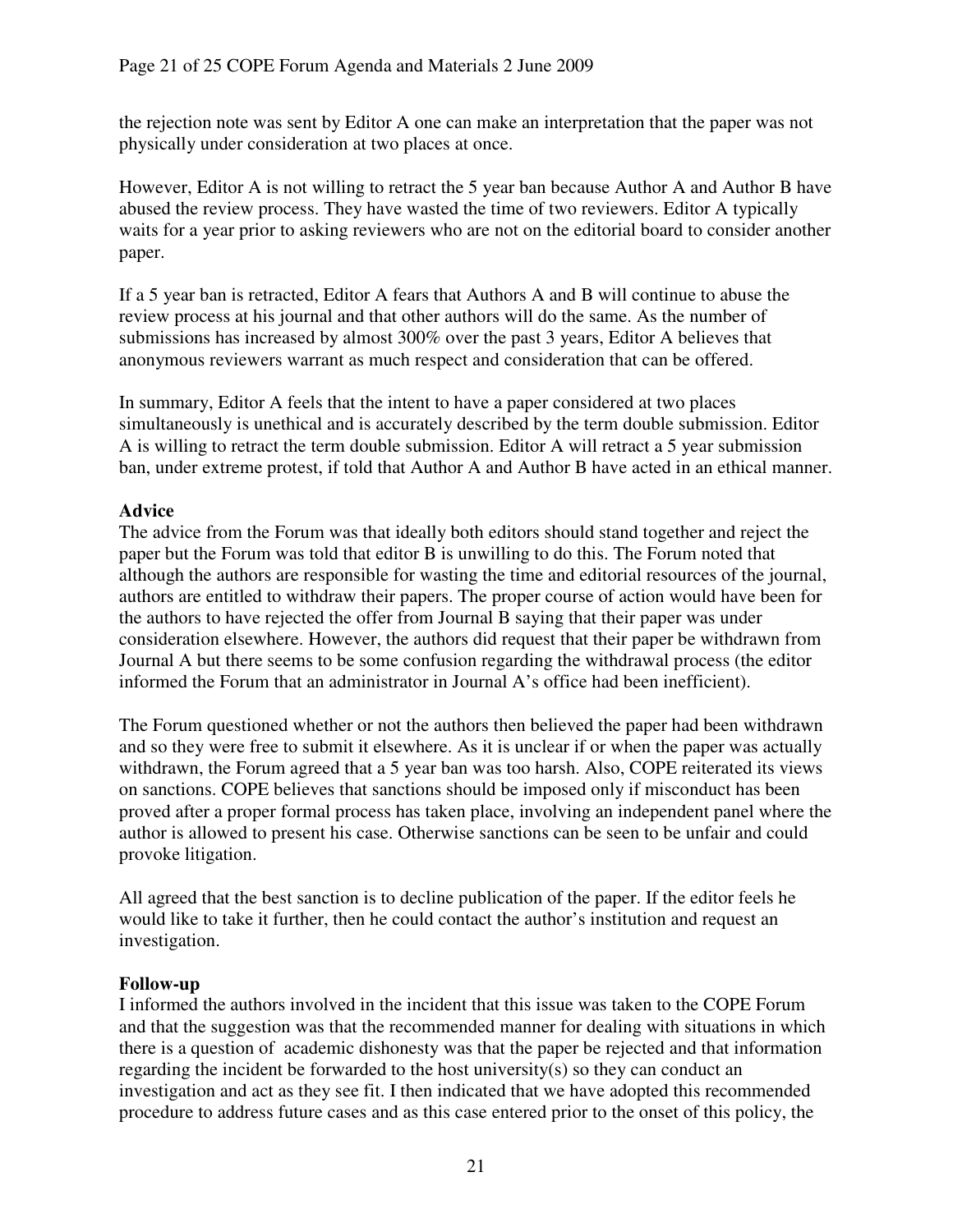the rejection note was sent by Editor A one can make an interpretation that the paper was not physically under consideration at two places at once.

However, Editor A is not willing to retract the 5 year ban because Author A and Author B have abused the review process. They have wasted the time of two reviewers. Editor A typically waits for a year prior to asking reviewers who are not on the editorial board to consider another paper.

If a 5 year ban is retracted, Editor A fears that Authors A and B will continue to abuse the review process at his journal and that other authors will do the same. As the number of submissions has increased by almost 300% over the past 3 years, Editor A believes that anonymous reviewers warrant as much respect and consideration that can be offered.

In summary, Editor A feels that the intent to have a paper considered at two places simultaneously is unethical and is accurately described by the term double submission. Editor A is willing to retract the term double submission. Editor A will retract a 5 year submission ban, under extreme protest, if told that Author A and Author B have acted in an ethical manner.

**Advice**

The advice from the Forum was that ideally both editors should stand together and reject the paper but the Forum was told that editor B is unwilling to do this. The Forum noted that although the authors are responsible for wasting the time and editorial resources of the journal, authors are entitled to withdraw their papers. The proper course of action would have been for the authors to have rejected the offer from Journal B saying that their paper was under consideration elsewhere. However, the authors did request that their paper be withdrawn from Journal A but there seems to be some confusion regarding the withdrawal process (the editor informed the Forum that an administrator in Journal A's office had been inefficient).

The Forum questioned whether or not the authors then believed the paper had been withdrawn and so they were free to submit it elsewhere. As it is unclear if or when the paper was actually withdrawn, the Forum agreed that a 5 year ban was too harsh. Also, COPE reiterated its views on sanctions. COPE believes that sanctions should be imposed only if misconduct has been proved after a proper formal process has taken place, involving an independent panel where the author is allowed to present his case. Otherwise sanctions can be seen to be unfair and could provoke litigation.

All agreed that the best sanction is to decline publication of the paper. If the editor feels he would like to take it further, then he could contact the author's institution and request an investigation.

**Follow-up**

I informed the authors involved in the incident that this issue was taken to the COPE Forum and that the suggestion was that the recommended manner for dealing with situations in which there is a question of academic dishonesty was that the paper be rejected and that information regarding the incident be forwarded to the host university(s) so they can conduct an investigation and act as they see fit. I then indicated that we have adopted this recommended procedure to address future cases and as this case entered prior to the onset of this policy, the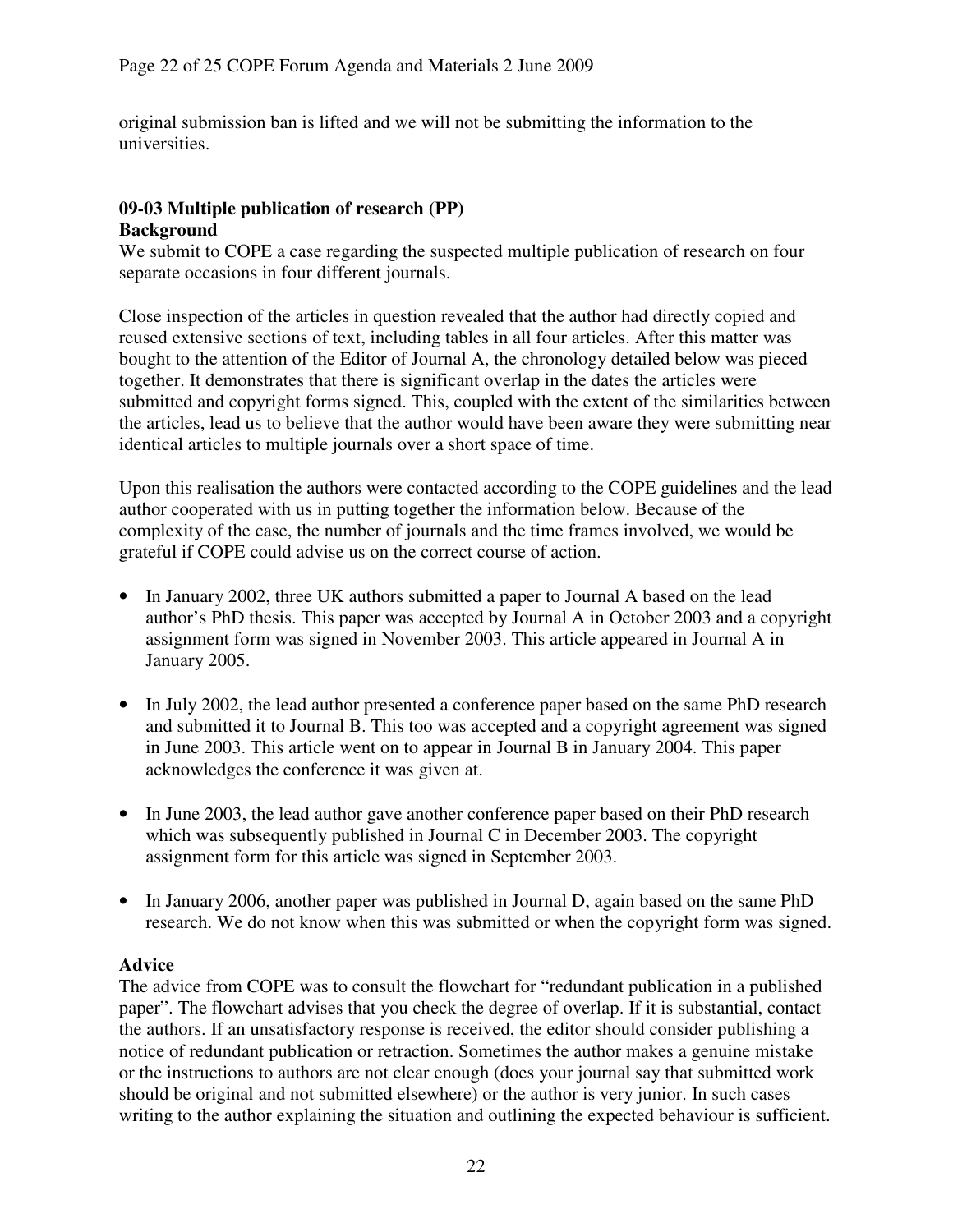original submission ban is lifted and we will not be submitting the information to the universities.

**09-03 Multiple publication of research (PP)**
**Background**

We submit to COPE a case regarding the suspected multiple publication of research on four separate occasions in four different journals.

Close inspection of the articles in question revealed that the author had directly copied and reused extensive sections of text, including tables in all four articles. After this matter was bought to the attention of the Editor of Journal A, the chronology detailed below was pieced together. It demonstrates that there is significant overlap in the dates the articles were submitted and copyright forms signed. This, coupled with the extent of the similarities between the articles, lead us to believe that the author would have been aware they were submitting near identical articles to multiple journals over a short space of time.

Upon this realisation the authors were contacted according to the COPE guidelines and the lead author cooperated with us in putting together the information below. Because of the complexity of the case, the number of journals and the time frames involved, we would be grateful if COPE could advise us on the correct course of action.

- In January 2002, three UK authors submitted a paper to Journal A based on the lead author's PhD thesis. This paper was accepted by Journal A in October 2003 and a copyright assignment form was signed in November 2003. This article appeared in Journal A in January 2005.
- In July 2002, the lead author presented a conference paper based on the same PhD research and submitted it to Journal B. This too was accepted and a copyright agreement was signed in June 2003. This article went on to appear in Journal B in January 2004. This paper acknowledges the conference it was given at.
- In June 2003, the lead author gave another conference paper based on their PhD research which was subsequently published in Journal C in December 2003. The copyright assignment form for this article was signed in September 2003.
- In January 2006, another paper was published in Journal D, again based on the same PhD research. We do not know when this was submitted or when the copyright form was signed.

**Advice**

The advice from COPE was to consult the flowchart for "redundant publication in a published paper". The flowchart advises that you check the degree of overlap. If it is substantial, contact the authors. If an unsatisfactory response is received, the editor should consider publishing a notice of redundant publication or retraction. Sometimes the author makes a genuine mistake or the instructions to authors are not clear enough (does your journal say that submitted work should be original and not submitted elsewhere) or the author is very junior. In such cases writing to the author explaining the situation and outlining the expected behaviour is sufficient.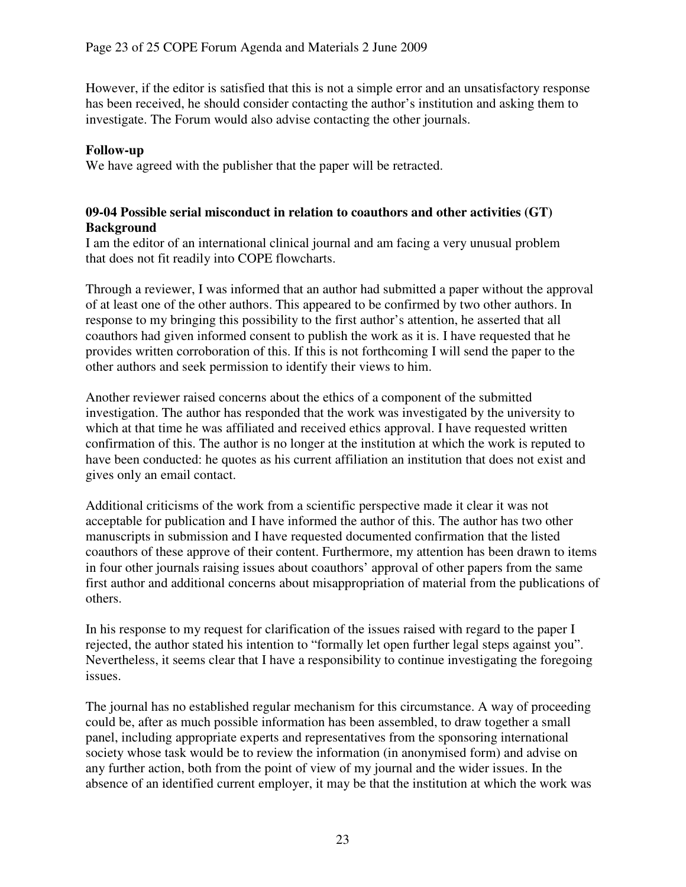However, if the editor is satisfied that this is not a simple error and an unsatisfactory response has been received, he should consider contacting the author's institution and asking them to investigate. The Forum would also advise contacting the other journals.

**Follow-up**

We have agreed with the publisher that the paper will be retracted.

**09-04 Possible serial misconduct in relation to coauthors and other activities (GT)**

**Background**

I am the editor of an international clinical journal and am facing a very unusual problem that does not fit readily into COPE flowcharts.

Through a reviewer, I was informed that an author had submitted a paper without the approval of at least one of the other authors. This appeared to be confirmed by two other authors. In response to my bringing this possibility to the first author's attention, he asserted that all coauthors had given informed consent to publish the work as it is. I have requested that he provides written corroboration of this. If this is not forthcoming I will send the paper to the other authors and seek permission to identify their views to him.

Another reviewer raised concerns about the ethics of a component of the submitted investigation. The author has responded that the work was investigated by the university to which at that time he was affiliated and received ethics approval. I have requested written confirmation of this. The author is no longer at the institution at which the work is reputed to have been conducted: he quotes as his current affiliation an institution that does not exist and gives only an email contact.

Additional criticisms of the work from a scientific perspective made it clear it was not acceptable for publication and I have informed the author of this. The author has two other manuscripts in submission and I have requested documented confirmation that the listed coauthors of these approve of their content. Furthermore, my attention has been drawn to items in four other journals raising issues about coauthors' approval of other papers from the same first author and additional concerns about misappropriation of material from the publications of others.

In his response to my request for clarification of the issues raised with regard to the paper I rejected, the author stated his intention to "formally let open further legal steps against you". Nevertheless, it seems clear that I have a responsibility to continue investigating the foregoing issues.

The journal has no established regular mechanism for this circumstance. A way of proceeding could be, after as much possible information has been assembled, to draw together a small panel, including appropriate experts and representatives from the sponsoring international society whose task would be to review the information (in anonymised form) and advise on any further action, both from the point of view of my journal and the wider issues. In the absence of an identified current employer, it may be that the institution at which the work was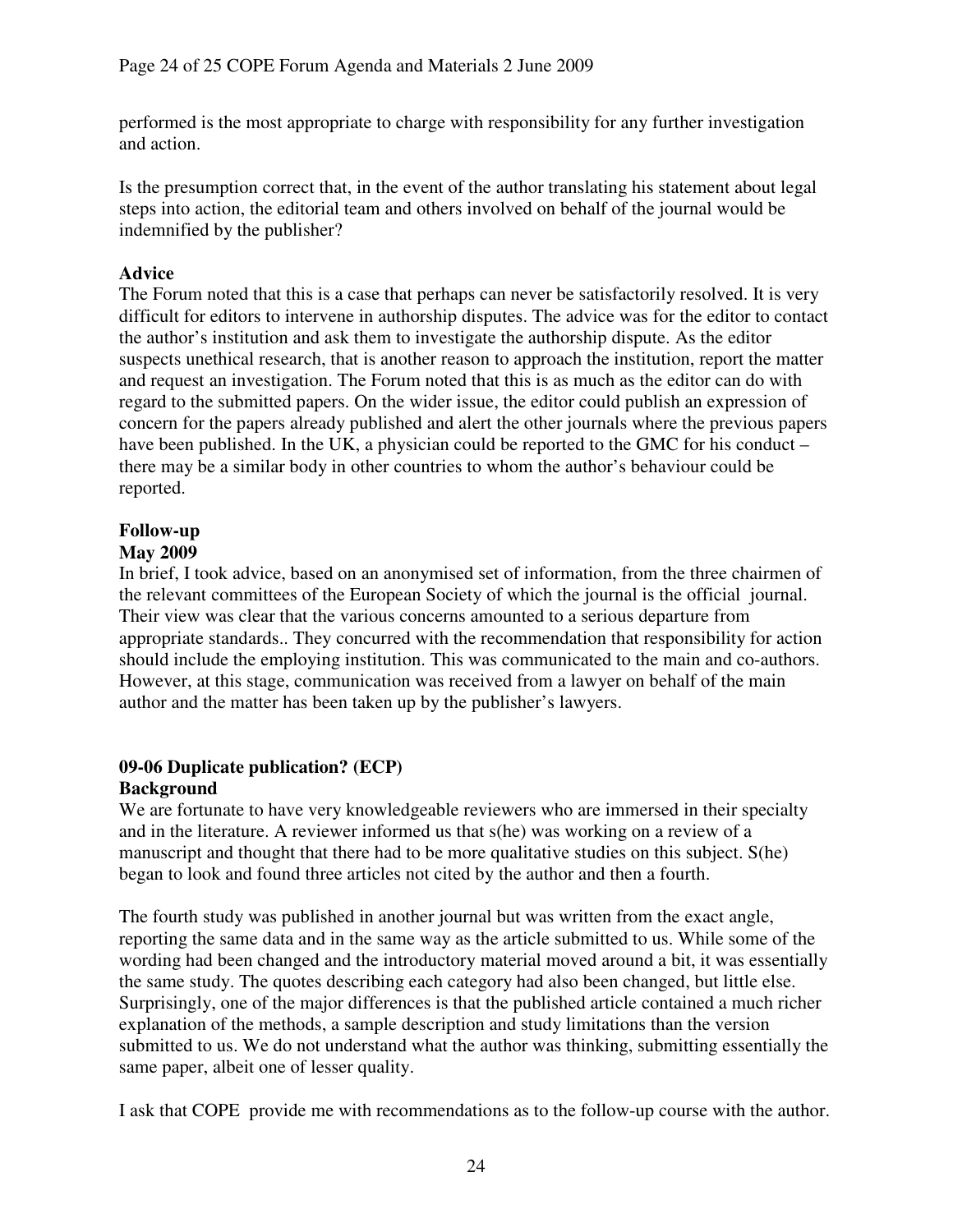performed is the most appropriate to charge with responsibility for any further investigation and action.

Is the presumption correct that, in the event of the author translating his statement about legal steps into action, the editorial team and others involved on behalf of the journal would be indemnified by the publisher?

**Advice**

The Forum noted that this is a case that perhaps can never be satisfactorily resolved. It is very difficult for editors to intervene in authorship disputes. The advice was for the editor to contact the author's institution and ask them to investigate the authorship dispute. As the editor suspects unethical research, that is another reason to approach the institution, report the matter and request an investigation. The Forum noted that this is as much as the editor can do with regard to the submitted papers. On the wider issue, the editor could publish an expression of concern for the papers already published and alert the other journals where the previous papers have been published. In the UK, a physician could be reported to the GMC for his conduct – there may be a similar body in other countries to whom the author's behaviour could be reported.

**Follow-up**

**May 2009**

In brief, I took advice, based on an anonymised set of information, from the three chairmen of the relevant committees of the European Society of which the journal is the official journal. Their view was clear that the various concerns amounted to a serious departure from appropriate standards.. They concurred with the recommendation that responsibility for action should include the employing institution. This was communicated to the main and co-authors. However, at this stage, communication was received from a lawyer on behalf of the main author and the matter has been taken up by the publisher's lawyers.

## 09-06 Duplicate publication? (ECP)

**Background**

We are fortunate to have very knowledgeable reviewers who are immersed in their specialty and in the literature. A reviewer informed us that s(he) was working on a review of a manuscript and thought that there had to be more qualitative studies on this subject. S(he) began to look and found three articles not cited by the author and then a fourth.

The fourth study was published in another journal but was written from the exact angle, reporting the same data and in the same way as the article submitted to us. While some of the wording had been changed and the introductory material moved around a bit, it was essentially the same study. The quotes describing each category had also been changed, but little else. Surprisingly, one of the major differences is that the published article contained a much richer explanation of the methods, a sample description and study limitations than the version submitted to us. We do not understand what the author was thinking, submitting essentially the same paper, albeit one of lesser quality.

I ask that COPE provide me with recommendations as to the follow-up course with the author.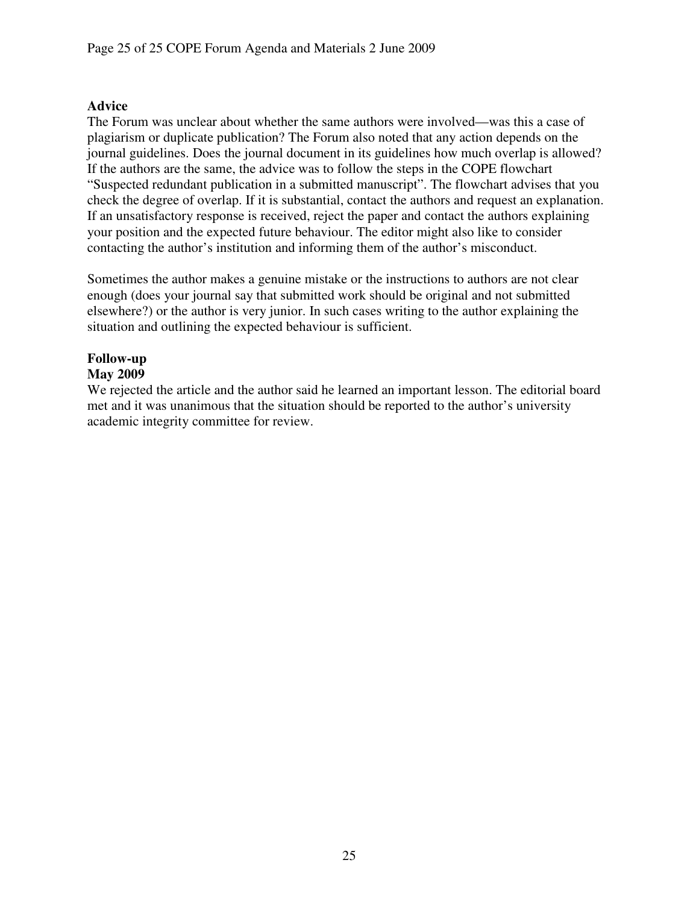**Advice**

The Forum was unclear about whether the same authors were involved—was this a case of plagiarism or duplicate publication? The Forum also noted that any action depends on the journal guidelines. Does the journal document in its guidelines how much overlap is allowed? If the authors are the same, the advice was to follow the steps in the COPE flowchart "Suspected redundant publication in a submitted manuscript". The flowchart advises that you check the degree of overlap. If it is substantial, contact the authors and request an explanation. If an unsatisfactory response is received, reject the paper and contact the authors explaining your position and the expected future behaviour. The editor might also like to consider contacting the author's institution and informing them of the author's misconduct.

Sometimes the author makes a genuine mistake or the instructions to authors are not clear enough (does your journal say that submitted work should be original and not submitted elsewhere?) or the author is very junior. In such cases writing to the author explaining the situation and outlining the expected behaviour is sufficient.

**Follow-up**

**May 2009**

We rejected the article and the author said he learned an important lesson. The editorial board met and it was unanimous that the situation should be reported to the author's university academic integrity committee for review.